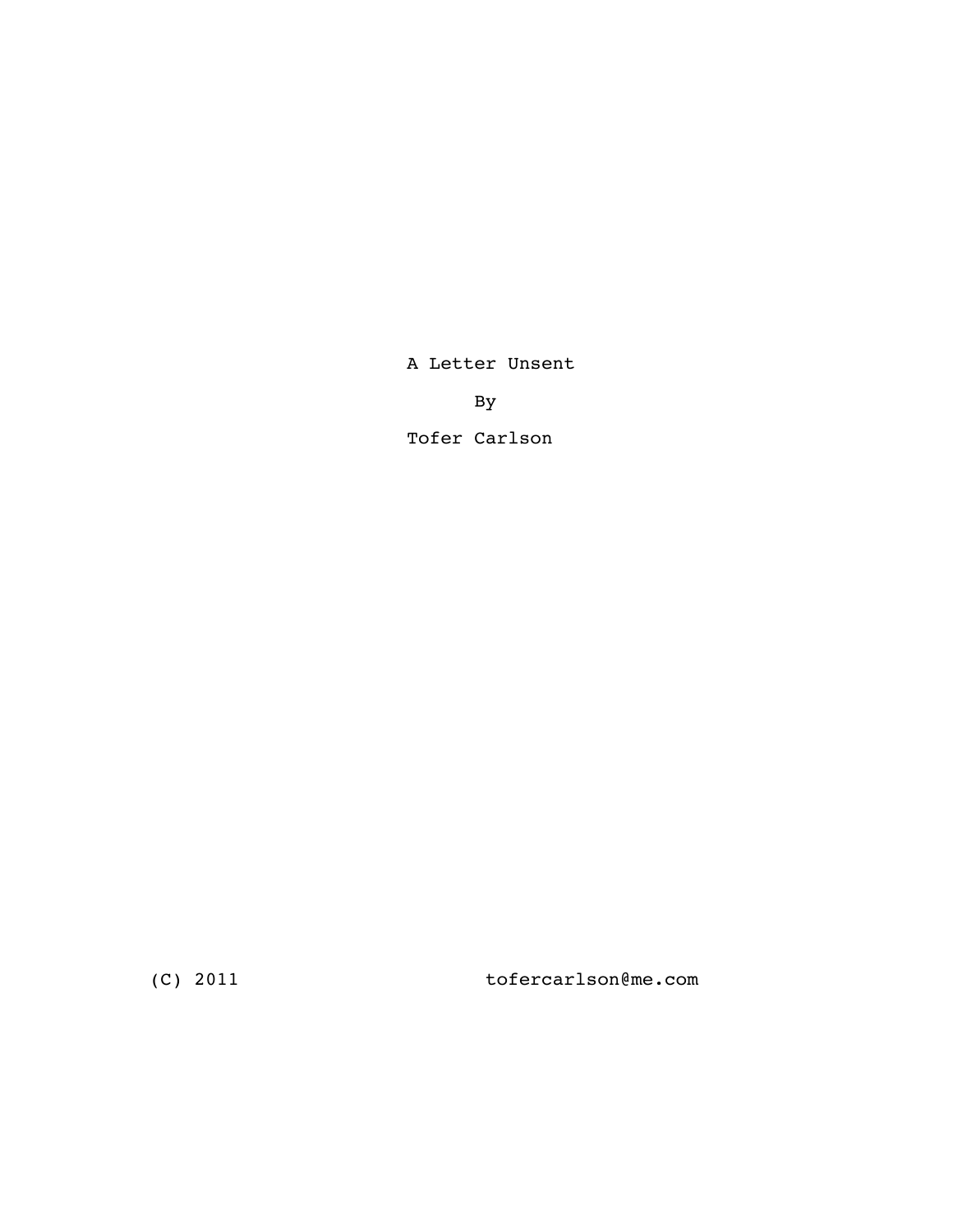# A Letter Unsent

By

Tofer Carlson

(C) 2011

tofercarlson@me.com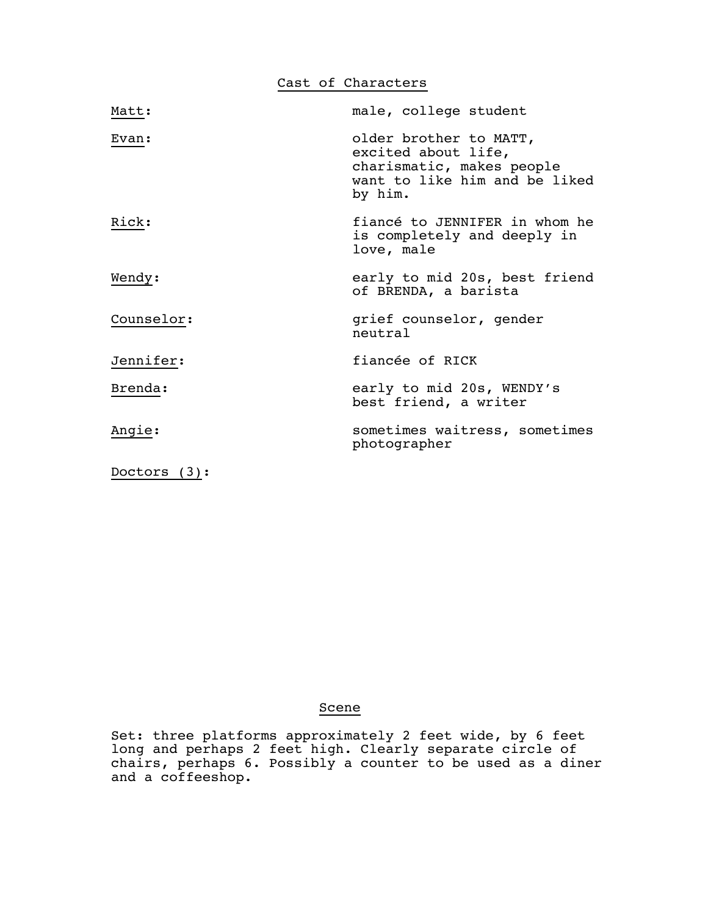## Cast of Characters

**Matt:** male, college student

**Evan:** older brother to MATT, excited about life, charismatic, makes people want to like him and be liked by him.

**Rick:** fiancé to JENNIFER in whom he is completely and deeply in love, male

**Wendy:** early to mid 20s, best friend of BRENDA, a barista

**Counselor:** grief counselor, gender neutral

**Jennifer:** fiancée of RICK

**Brenda:** early to mid 20s, WENDY's best friend, a writer

**Angie:** sometimes waitress, sometimes photographer

**Doctors (3):**

## Scene

Set: three platforms approximately 2 feet wide, by 6 feet long and perhaps 2 feet high. Clearly separate circle of chairs, perhaps 6. Possibly a counter to be used as a diner and a coffeeshop.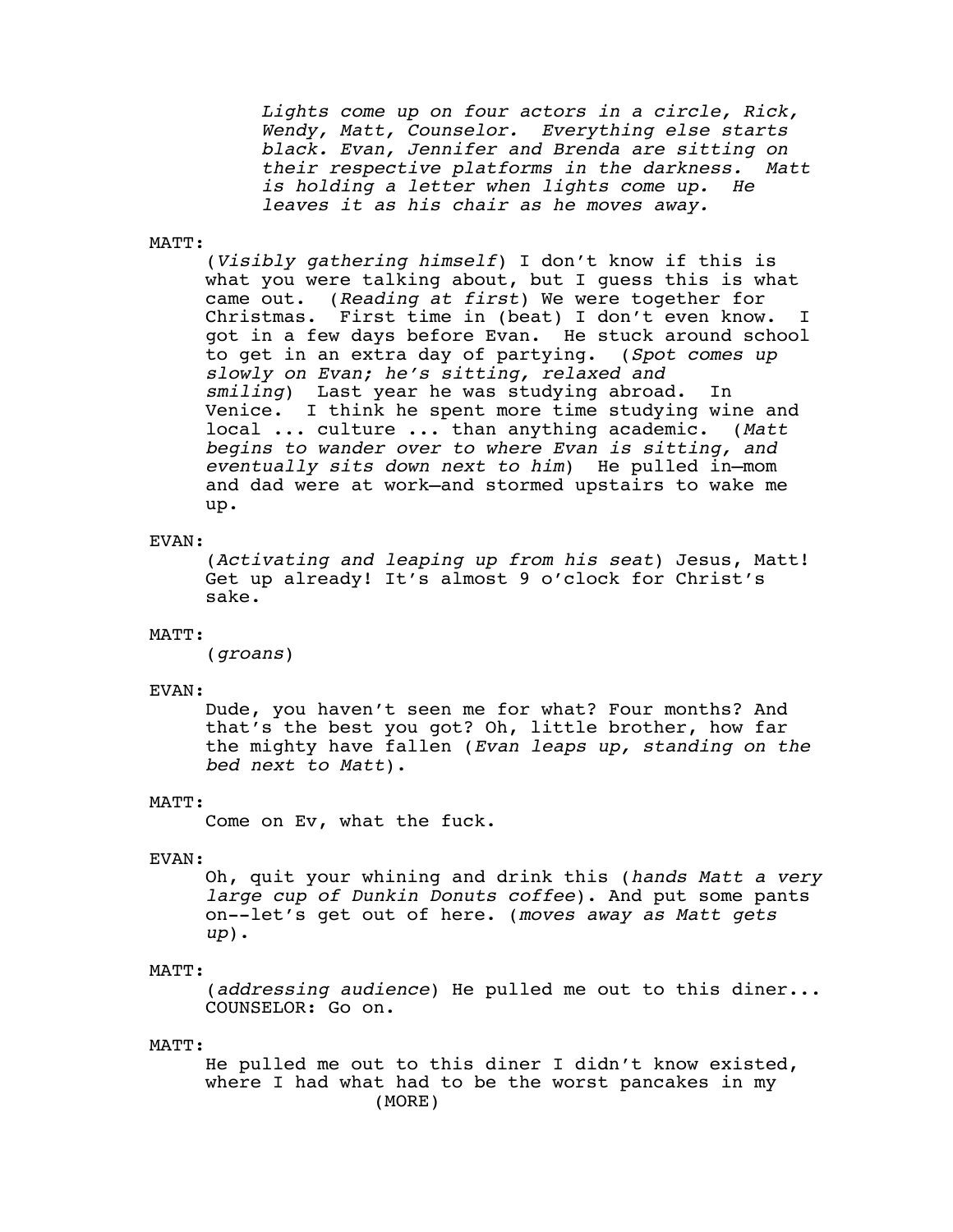*Lights come up on four actors in a circle, Rick, Wendy, Matt, Counselor. Everything else starts black. Evan, Jennifer and Brenda are sitting on their respective platforms in the darkness. Matt is holding a letter when lights come up. He leaves it as his chair as he moves away.*

MATT:

(*Visibly gathering himself*) I don't know if this is what you were talking about, but I guess this is what came out. (*Reading at first*) We were together for Christmas. First time in (beat) I don't even know. I got in a few days before Evan. He stuck around school to get in an extra day of partying. (*Spot comes up slowly on Evan; he's sitting, relaxed and smiling*) Last year he was studying abroad. In Venice. I think he spent more time studying wine and local ... culture ... than anything academic. (*Matt begins to wander over to where Evan is sitting, and eventually sits down next to him*) He pulled in—mom and dad were at work—and stormed upstairs to wake me up.

EVAN:

(*Activating and leaping up from his seat*) Jesus, Matt! Get up already! It's almost 9 o'clock for Christ's sake.

MATT:

(*groans*)

EVAN:

Dude, you haven't seen me for what? Four months? And that's the best you got? Oh, little brother, how far the mighty have fallen (*Evan leaps up, standing on the bed next to Matt*).

MATT:

Come on Ev, what the fuck.

EVAN:

Oh, quit your whining and drink this (*hands Matt a very large cup of Dunkin Donuts coffee*). And put some pants on--let's get out of here. (*moves away as Matt gets up*).

MATT:

(*addressing audience*) He pulled me out to this diner...
COUNSELOR: Go on.

MATT:

He pulled me out to this diner I didn't know existed, where I had what had to be the worst pancakes in my
(MORE)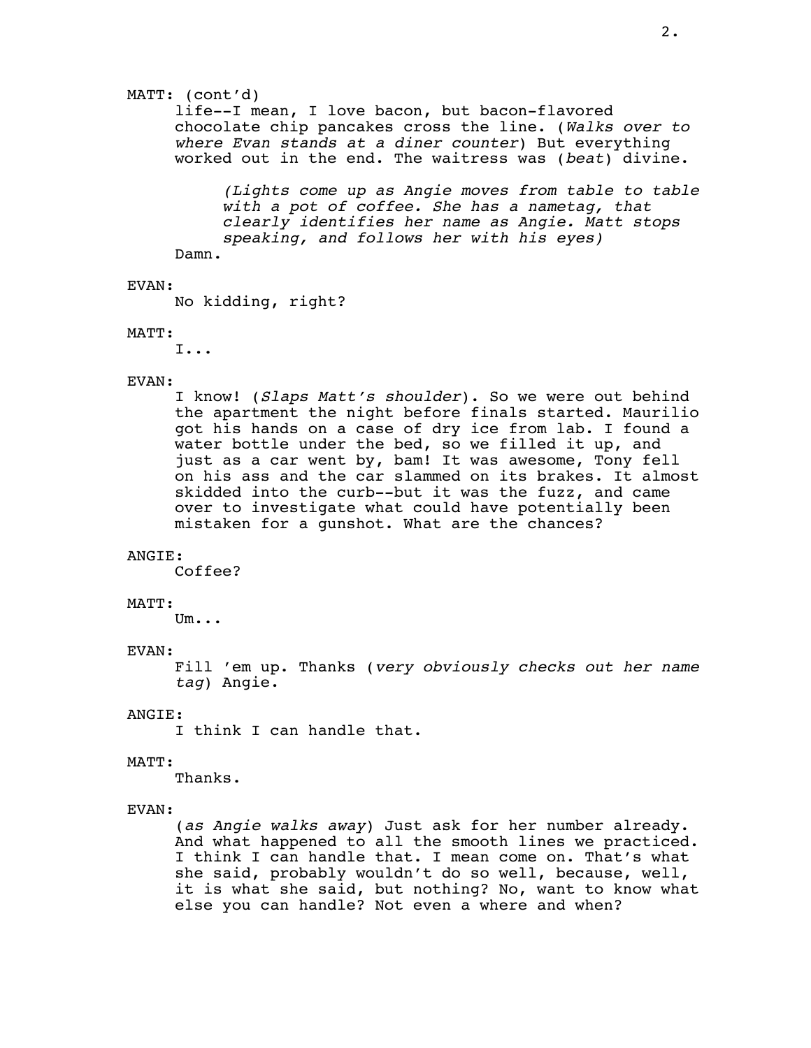MATT: (cont'd)

life--I mean, I love bacon, but bacon-flavored chocolate chip pancakes cross the line. (*Walks over to where Evan stands at a diner counter*) But everything worked out in the end. The waitress was (*beat*) divine.

*(Lights come up as Angie moves from table to table with a pot of coffee. She has a nametag, that clearly identifies her name as Angie. Matt stops speaking, and follows her with his eyes)*

Damn.

EVAN:

No kidding, right?

MATT:

I...

EVAN:

I know! (*Slaps Matt's shoulder*). So we were out behind the apartment the night before finals started. Maurilio got his hands on a case of dry ice from lab. I found a water bottle under the bed, so we filled it up, and just as a car went by, bam! It was awesome, Tony fell on his ass and the car slammed on its brakes. It almost skidded into the curb--but it was the fuzz, and came over to investigate what could have potentially been mistaken for a gunshot. What are the chances?

ANGIE:

Coffee?

MATT:

Um...

EVAN:

Fill 'em up. Thanks (*very obviously checks out her name tag*) Angie.

ANGIE:

I think I can handle that.

MATT:

Thanks.

EVAN:

(*as Angie walks away*) Just ask for her number already. And what happened to all the smooth lines we practiced. I think I can handle that. I mean come on. That's what she said, probably wouldn't do so well, because, well, it is what she said, but nothing? No, want to know what else you can handle? Not even a where and when?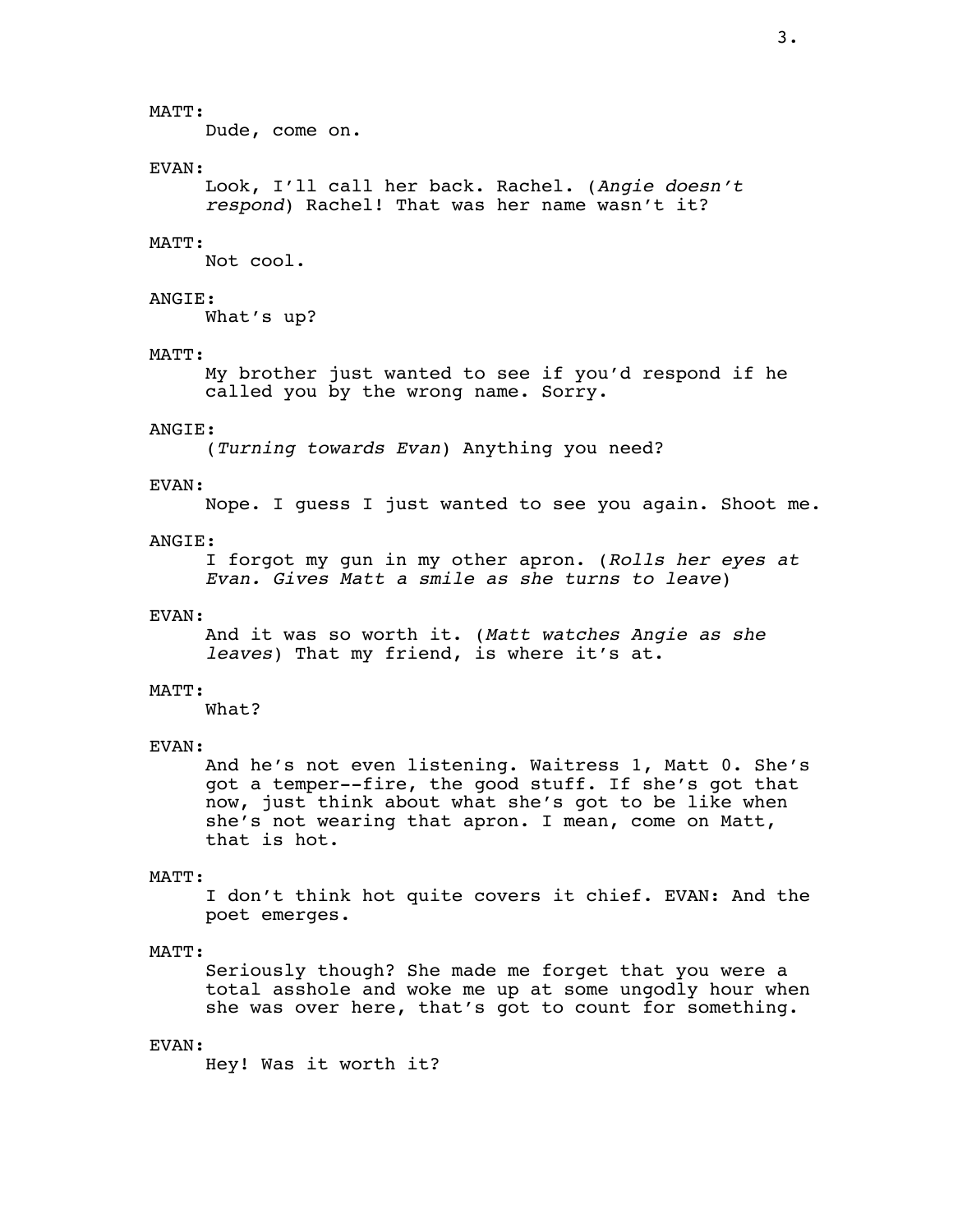MATT:

Dude, come on.

EVAN:

Look, I'll call her back. Rachel. (*Angie doesn't respond*) Rachel! That was her name wasn't it?

MATT:

Not cool.

ANGIE:

What's up?

MATT:

My brother just wanted to see if you'd respond if he called you by the wrong name. Sorry.

ANGIE:

(*Turning towards Evan*) Anything you need?

EVAN:

Nope. I guess I just wanted to see you again. Shoot me.

ANGIE:

I forgot my gun in my other apron. (*Rolls her eyes at Evan. Gives Matt a smile as she turns to leave*)

EVAN:

And it was so worth it. (*Matt watches Angie as she leaves*) That my friend, is where it's at.

MATT:

What?

EVAN:

And he's not even listening. Waitress 1, Matt 0. She's got a temper--fire, the good stuff. If she's got that now, just think about what she's got to be like when she's not wearing that apron. I mean, come on Matt, that is hot.

MATT:

I don't think hot quite covers it chief. EVAN: And the poet emerges.

MATT:

Seriously though? She made me forget that you were a total asshole and woke me up at some ungodly hour when she was over here, that's got to count for something.

EVAN:

Hey! Was it worth it?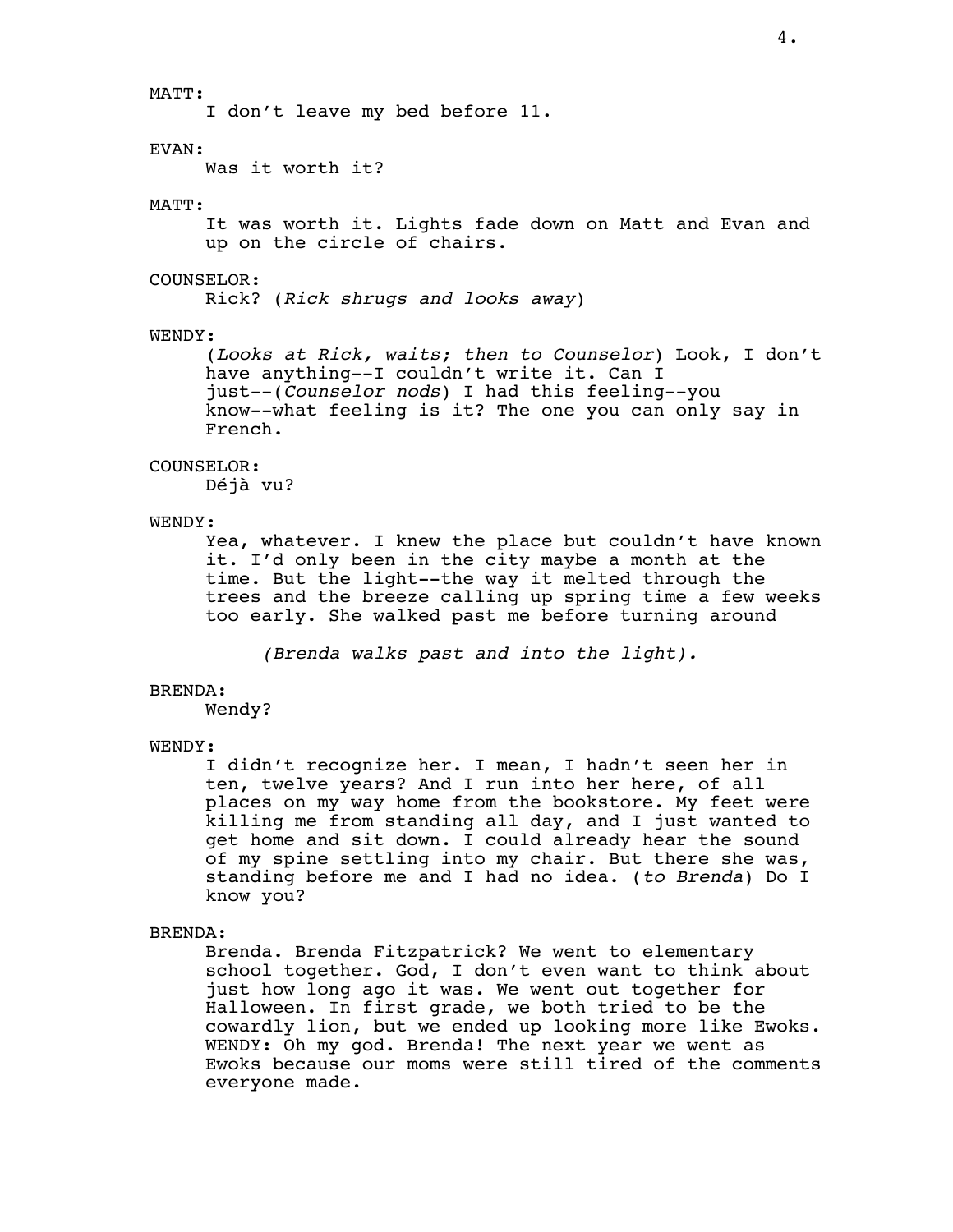MATT:

I don't leave my bed before 11.

EVAN:

Was it worth it?

MATT:

It was worth it. Lights fade down on Matt and Evan and up on the circle of chairs.

COUNSELOR:

Rick? (*Rick shrugs and looks away*)

WENDY:

(*Looks at Rick, waits; then to Counselor*) Look, I don't have anything--I couldn't write it. Can I just--(*Counselor nods*) I had this feeling--you know--what feeling is it? The one you can only say in French.

COUNSELOR:

Déjà vu?

WENDY:

Yea, whatever. I knew the place but couldn't have known it. I'd only been in the city maybe a month at the time. But the light--the way it melted through the trees and the breeze calling up spring time a few weeks too early. She walked past me before turning around

*(Brenda walks past and into the light).*

BRENDA:

Wendy?

WENDY:

I didn't recognize her. I mean, I hadn't seen her in ten, twelve years? And I run into her here, of all places on my way home from the bookstore. My feet were killing me from standing all day, and I just wanted to get home and sit down. I could already hear the sound of my spine settling into my chair. But there she was, standing before me and I had no idea. (*to Brenda*) Do I know you?

BRENDA:

Brenda. Brenda Fitzpatrick? We went to elementary school together. God, I don't even want to think about just how long ago it was. We went out together for Halloween. In first grade, we both tried to be the cowardly lion, but we ended up looking more like Ewoks. WENDY: Oh my god. Brenda! The next year we went as Ewoks because our moms were still tired of the comments everyone made.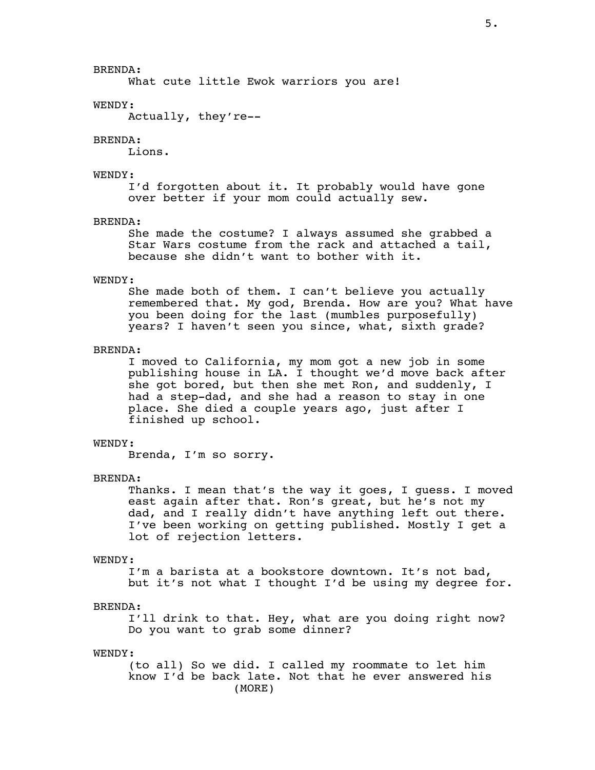BRENDA:
What cute little Ewok warriors you are!

WENDY:
Actually, they're--

BRENDA:
Lions.

WENDY:
I'd forgotten about it. It probably would have gone over better if your mom could actually sew.

BRENDA:
She made the costume? I always assumed she grabbed a Star Wars costume from the rack and attached a tail, because she didn't want to bother with it.

WENDY:
She made both of them. I can't believe you actually remembered that. My god, Brenda. How are you? What have you been doing for the last (mumbles purposefully) years? I haven't seen you since, what, sixth grade?

BRENDA:
I moved to California, my mom got a new job in some publishing house in LA. I thought we'd move back after she got bored, but then she met Ron, and suddenly, I had a step-dad, and she had a reason to stay in one place. She died a couple years ago, just after I finished up school.

WENDY:
Brenda, I'm so sorry.

BRENDA:
Thanks. I mean that's the way it goes, I guess. I moved east again after that. Ron's great, but he's not my dad, and I really didn't have anything left out there. I've been working on getting published. Mostly I get a lot of rejection letters.

WENDY:
I'm a barista at a bookstore downtown. It's not bad, but it's not what I thought I'd be using my degree for.

BRENDA:
I'll drink to that. Hey, what are you doing right now? Do you want to grab some dinner?

WENDY:
(to all) So we did. I called my roommate to let him know I'd be back late. Not that he ever answered his
(MORE)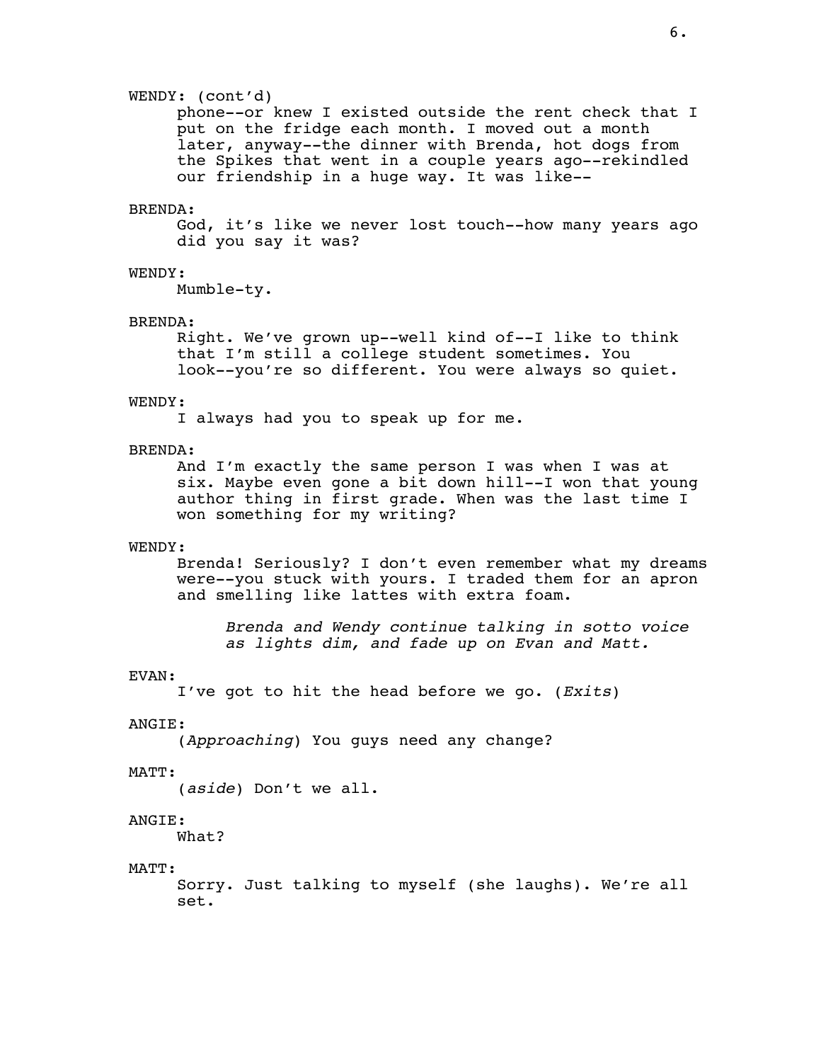WENDY: (cont'd)
phone--or knew I existed outside the rent check that I put on the fridge each month. I moved out a month later, anyway--the dinner with Brenda, hot dogs from the Spikes that went in a couple years ago--rekindled our friendship in a huge way. It was like--

BRENDA:
God, it's like we never lost touch--how many years ago did you say it was?

WENDY:
Mumble-ty.

BRENDA:
Right. We've grown up--well kind of--I like to think that I'm still a college student sometimes. You look--you're so different. You were always so quiet.

WENDY:
I always had you to speak up for me.

BRENDA:
And I'm exactly the same person I was when I was at six. Maybe even gone a bit down hill--I won that young author thing in first grade. When was the last time I won something for my writing?

WENDY:
Brenda! Seriously? I don't even remember what my dreams were--you stuck with yours. I traded them for an apron and smelling like lattes with extra foam.

*Brenda and Wendy continue talking in sotto voice as lights dim, and fade up on Evan and Matt.*

EVAN:
I've got to hit the head before we go. (*Exits*)

ANGIE:
(*Approaching*) You guys need any change?

MATT:
(*aside*) Don't we all.

ANGIE:
What?

MATT:
Sorry. Just talking to myself (she laughs). We're all set.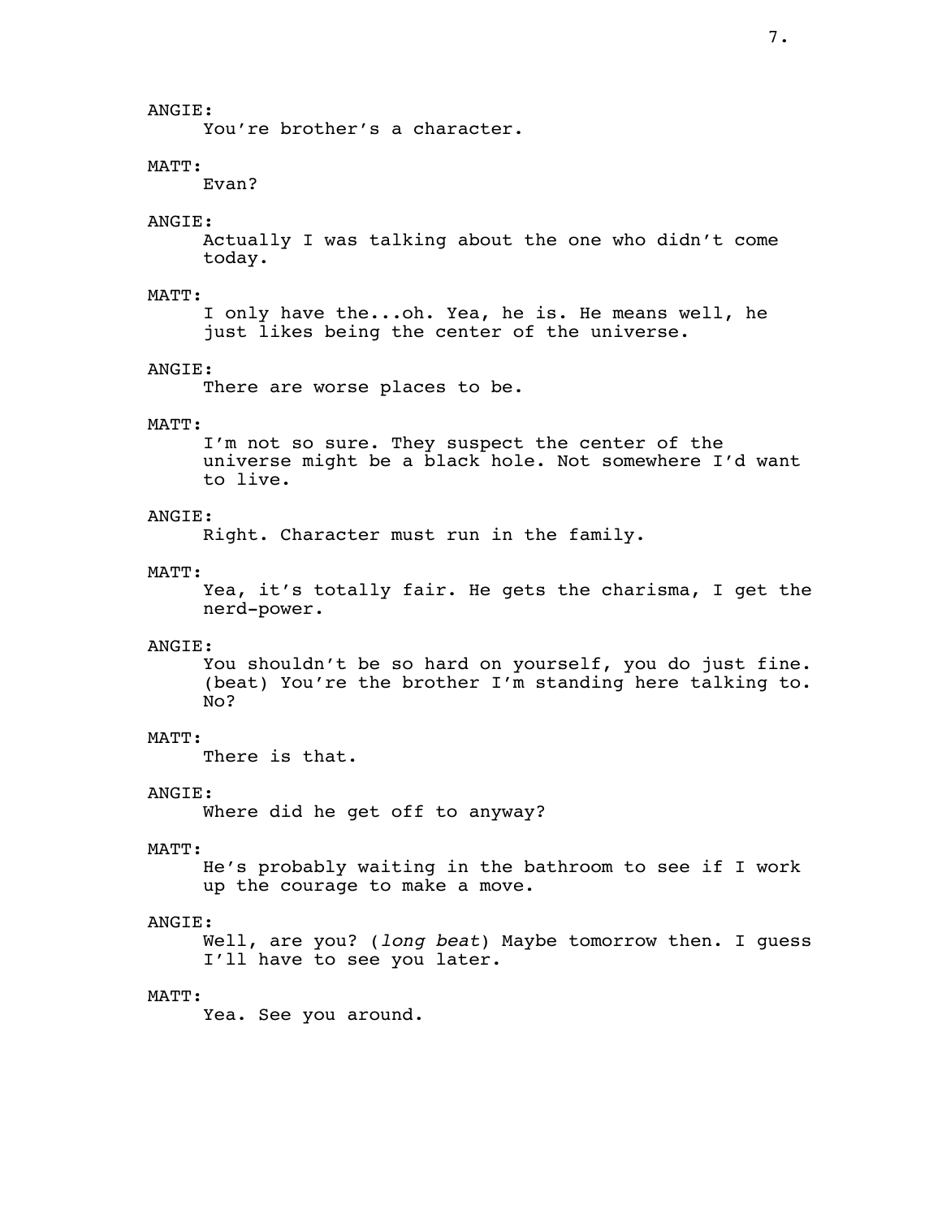ANGIE:
You're brother's a character.

MATT:
Evan?

ANGIE:
Actually I was talking about the one who didn't come today.

MATT:
I only have the...oh. Yea, he is. He means well, he just likes being the center of the universe.

ANGIE:
There are worse places to be.

MATT:
I'm not so sure. They suspect the center of the universe might be a black hole. Not somewhere I'd want to live.

ANGIE:
Right. Character must run in the family.

MATT:
Yea, it's totally fair. He gets the charisma, I get the nerd-power.

ANGIE:
You shouldn't be so hard on yourself, you do just fine. (beat) You're the brother I'm standing here talking to. No?

MATT:
There is that.

ANGIE:
Where did he get off to anyway?

MATT:
He's probably waiting in the bathroom to see if I work up the courage to make a move.

ANGIE:
Well, are you? (*long beat*) Maybe tomorrow then. I guess I'll have to see you later.

MATT:
Yea. See you around.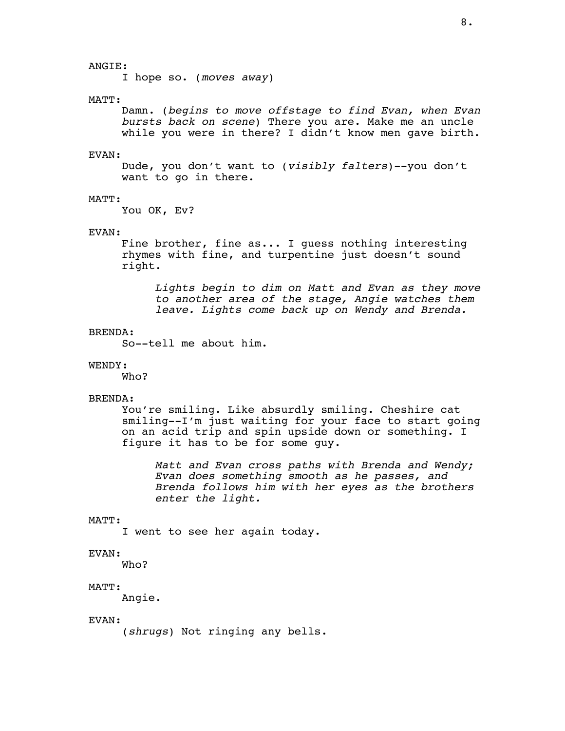ANGIE:

I hope so. (*moves away*)

MATT:

Damn. (*begins to move offstage to find Evan, when Evan bursts back on scene*) There you are. Make me an uncle while you were in there? I didn't know men gave birth.

EVAN:

Dude, you don't want to (*visibly falters*)--you don't want to go in there.

MATT:

You OK, Ev?

EVAN:

Fine brother, fine as... I guess nothing interesting rhymes with fine, and turpentine just doesn't sound right.

*Lights begin to dim on Matt and Evan as they move to another area of the stage, Angie watches them leave. Lights come back up on Wendy and Brenda.*

BRENDA:

So--tell me about him.

WENDY:

Who?

BRENDA:

You're smiling. Like absurdly smiling. Cheshire cat smiling--I'm just waiting for your face to start going on an acid trip and spin upside down or something. I figure it has to be for some guy.

*Matt and Evan cross paths with Brenda and Wendy; Evan does something smooth as he passes, and Brenda follows him with her eyes as the brothers enter the light.*

MATT:

I went to see her again today.

EVAN:

Who?

MATT:

Angie.

EVAN:

(*shrugs*) Not ringing any bells.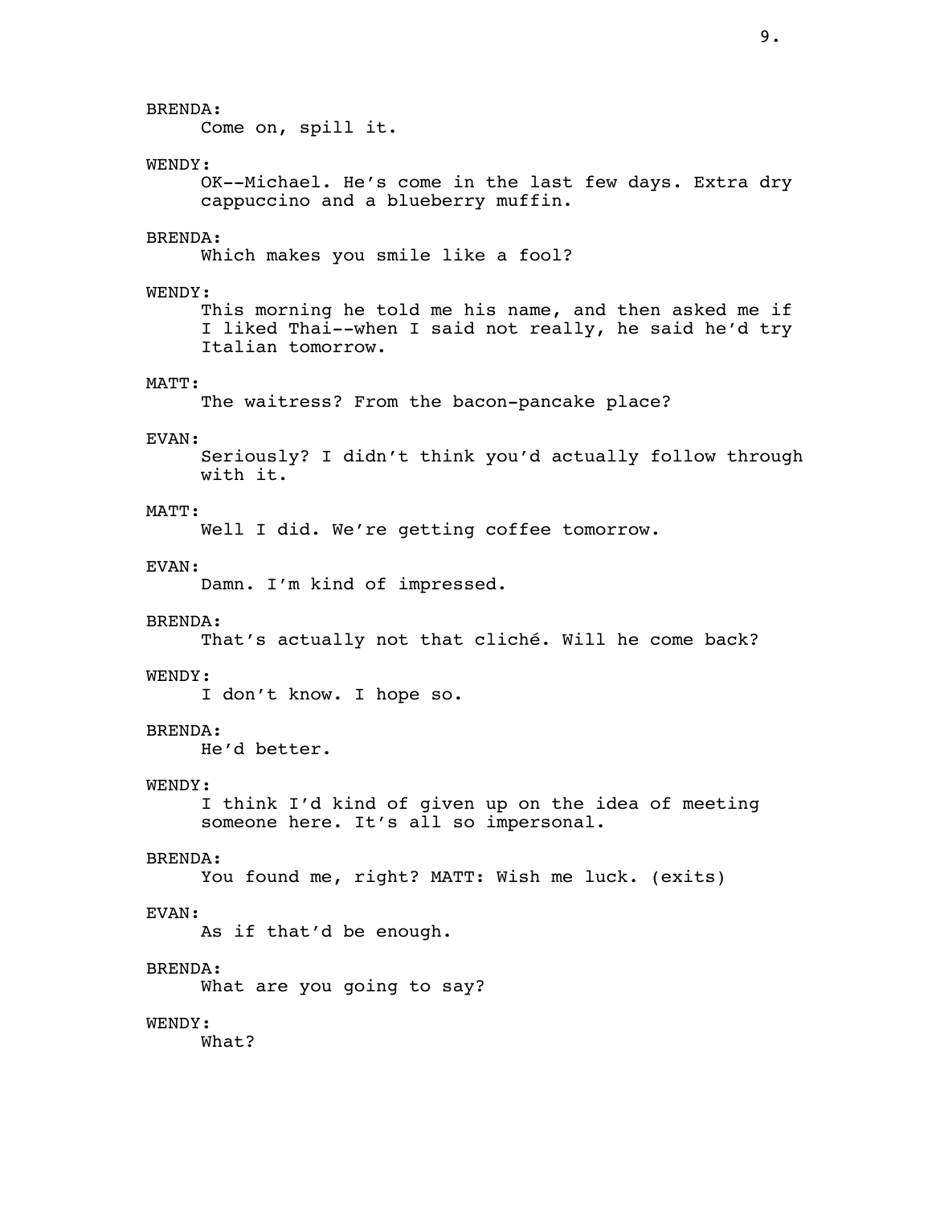BRENDA:
Come on, spill it.

WENDY:
OK--Michael. He's come in the last few days. Extra dry cappuccino and a blueberry muffin.

BRENDA:
Which makes you smile like a fool?

WENDY:
This morning he told me his name, and then asked me if I liked Thai--when I said not really, he said he'd try Italian tomorrow.

MATT:
The waitress? From the bacon-pancake place?

EVAN:
Seriously? I didn't think you'd actually follow through with it.

MATT:
Well I did. We're getting coffee tomorrow.

EVAN:
Damn. I'm kind of impressed.

BRENDA:
That's actually not that cliché. Will he come back?

WENDY:
I don't know. I hope so.

BRENDA:
He'd better.

WENDY:
I think I'd kind of given up on the idea of meeting someone here. It's all so impersonal.

BRENDA:
You found me, right? MATT: Wish me luck. (exits)

EVAN:
As if that'd be enough.

BRENDA:
What are you going to say?

WENDY:
What?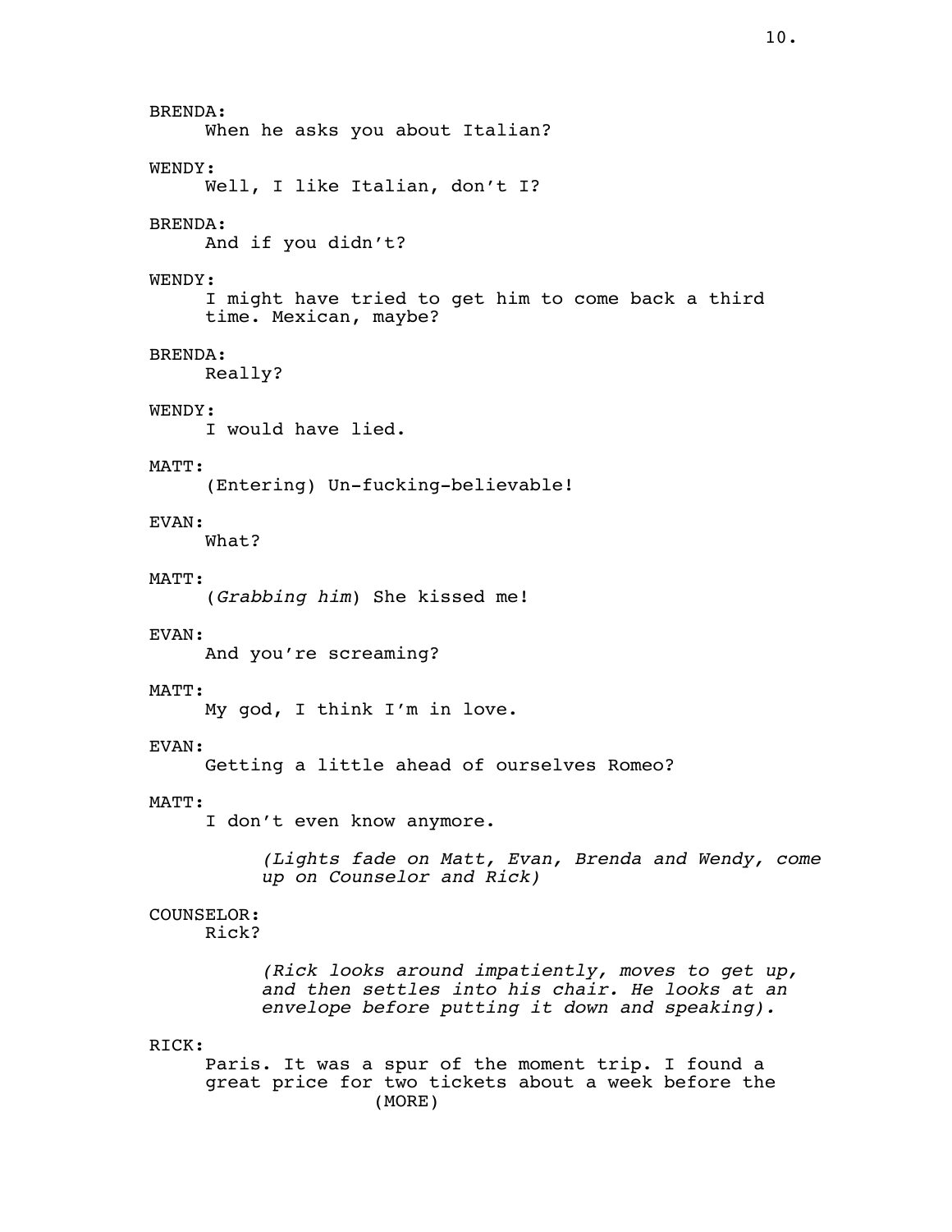BRENDA:
When he asks you about Italian?

WENDY:
Well, I like Italian, don't I?

BRENDA:
And if you didn't?

WENDY:
I might have tried to get him to come back a third time. Mexican, maybe?

BRENDA:
Really?

WENDY:
I would have lied.

MATT:
(Entering) Un-fucking-believable!

EVAN:
What?

MATT:
(*Grabbing him*) She kissed me!

EVAN:
And you're screaming?

MATT:
My god, I think I'm in love.

EVAN:
Getting a little ahead of ourselves Romeo?

MATT:
I don't even know anymore.

*(Lights fade on Matt, Evan, Brenda and Wendy, come up on Counselor and Rick)*

COUNSELOR:
Rick?

*(Rick looks around impatiently, moves to get up, and then settles into his chair. He looks at an envelope before putting it down and speaking).*

RICK:
Paris. It was a spur of the moment trip. I found a great price for two tickets about a week before the
(MORE)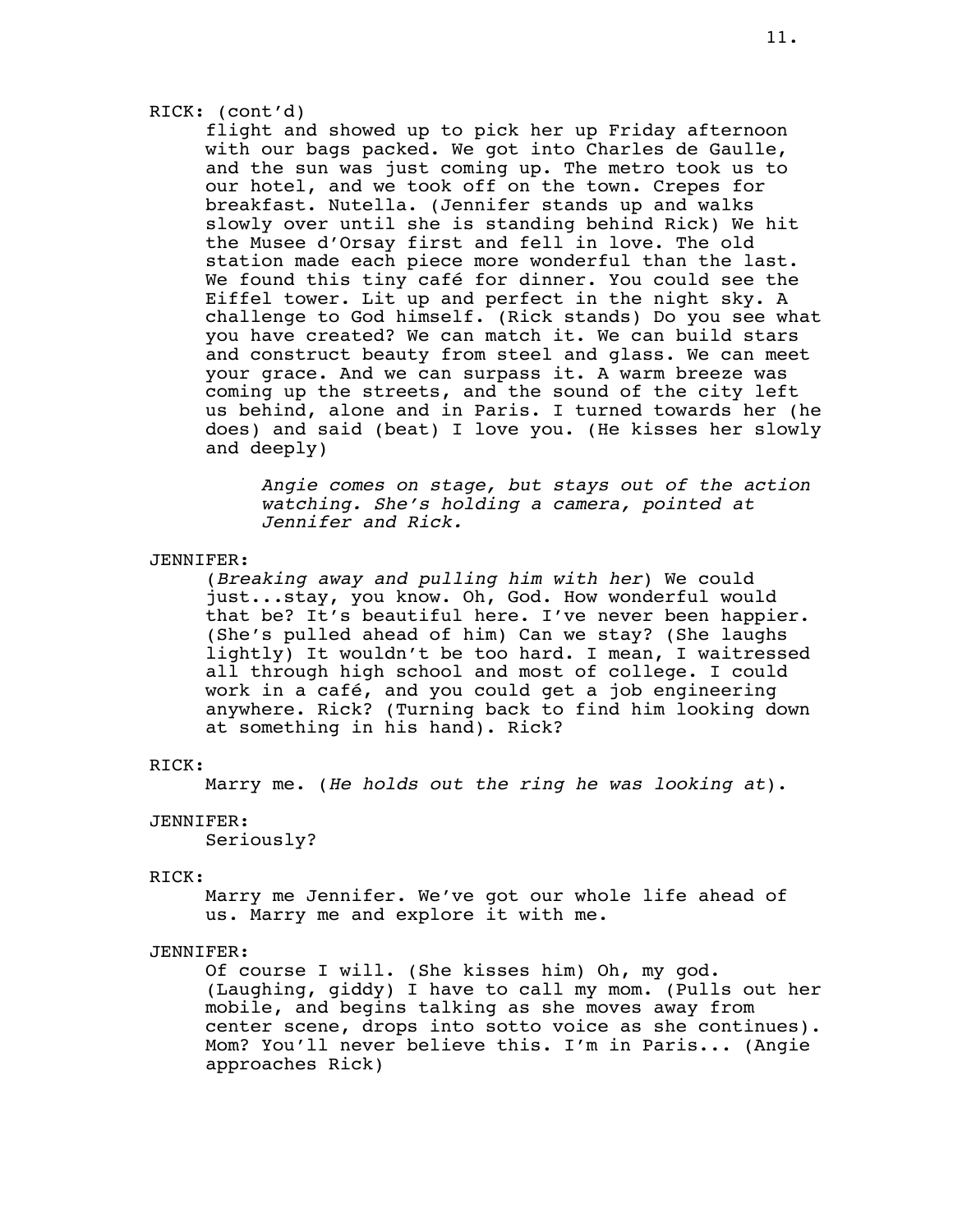RICK: (cont'd)

flight and showed up to pick her up Friday afternoon with our bags packed. We got into Charles de Gaulle, and the sun was just coming up. The metro took us to our hotel, and we took off on the town. Crepes for breakfast. Nutella. (Jennifer stands up and walks slowly over until she is standing behind Rick) We hit the Musee d'Orsay first and fell in love. The old station made each piece more wonderful than the last. We found this tiny café for dinner. You could see the Eiffel tower. Lit up and perfect in the night sky. A challenge to God himself. (Rick stands) Do you see what you have created? We can match it. We can build stars and construct beauty from steel and glass. We can meet your grace. And we can surpass it. A warm breeze was coming up the streets, and the sound of the city left us behind, alone and in Paris. I turned towards her (he does) and said (beat) I love you. (He kisses her slowly and deeply)

*Angie comes on stage, but stays out of the action watching. She's holding a camera, pointed at Jennifer and Rick.*

JENNIFER:

(*Breaking away and pulling him with her*) We could just...stay, you know. Oh, God. How wonderful would that be? It's beautiful here. I've never been happier. (She's pulled ahead of him) Can we stay? (She laughs lightly) It wouldn't be too hard. I mean, I waitressed all through high school and most of college. I could work in a café, and you could get a job engineering anywhere. Rick? (Turning back to find him looking down at something in his hand). Rick?

RICK:

Marry me. (*He holds out the ring he was looking at*).

JENNIFER:

Seriously?

RICK:

Marry me Jennifer. We've got our whole life ahead of us. Marry me and explore it with me.

JENNIFER:

Of course I will. (She kisses him) Oh, my god. (Laughing, giddy) I have to call my mom. (Pulls out her mobile, and begins talking as she moves away from center scene, drops into sotto voice as she continues). Mom? You'll never believe this. I'm in Paris... (Angie approaches Rick)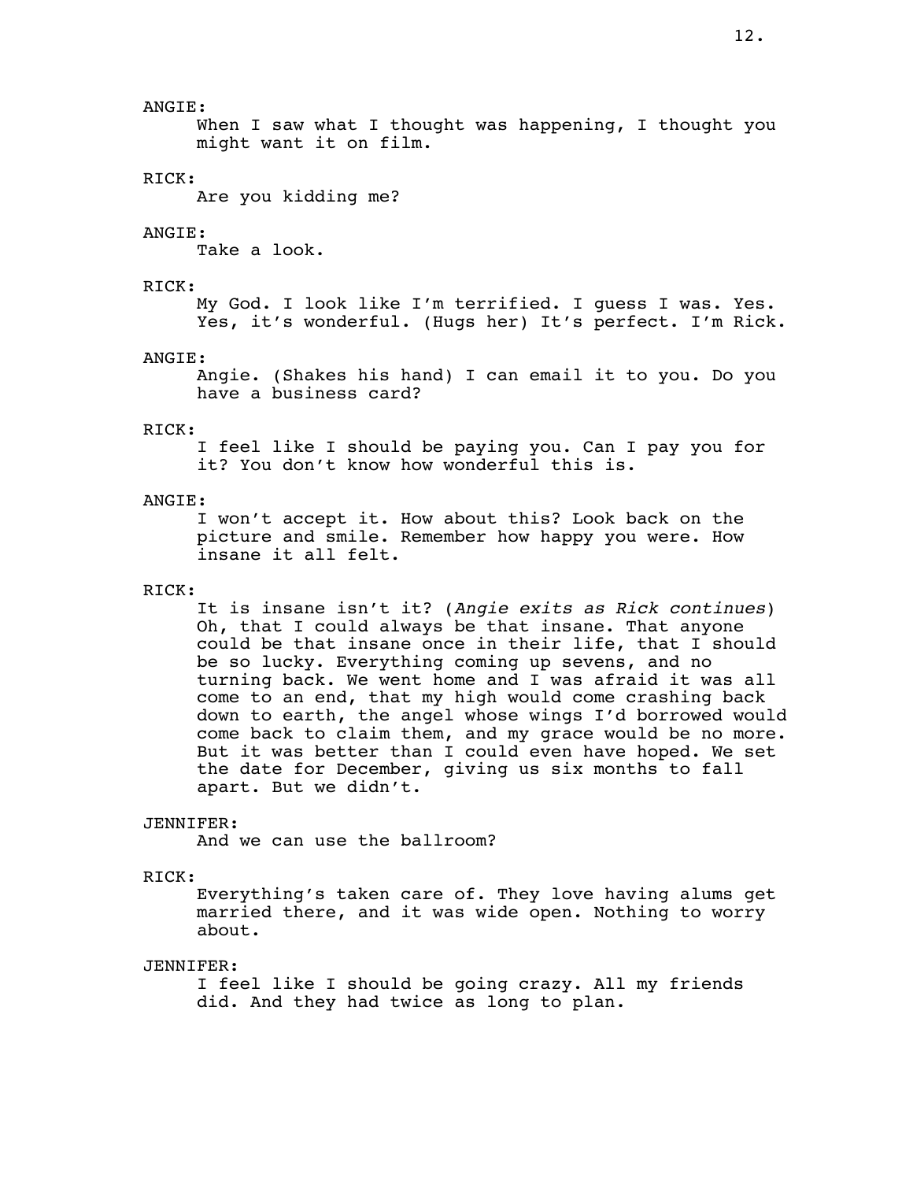ANGIE:

When I saw what I thought was happening, I thought you might want it on film.

RICK:

Are you kidding me?

ANGIE:

Take a look.

RICK:

My God. I look like I'm terrified. I guess I was. Yes. Yes, it's wonderful. (Hugs her) It's perfect. I'm Rick.

ANGIE:

Angie. (Shakes his hand) I can email it to you. Do you have a business card?

RICK:

I feel like I should be paying you. Can I pay you for it? You don't know how wonderful this is.

ANGIE:

I won't accept it. How about this? Look back on the picture and smile. Remember how happy you were. How insane it all felt.

RICK:

It is insane isn't it? (*Angie exits as Rick continues*) Oh, that I could always be that insane. That anyone could be that insane once in their life, that I should be so lucky. Everything coming up sevens, and no turning back. We went home and I was afraid it was all come to an end, that my high would come crashing back down to earth, the angel whose wings I'd borrowed would come back to claim them, and my grace would be no more. But it was better than I could even have hoped. We set the date for December, giving us six months to fall apart. But we didn't.

JENNIFER:

And we can use the ballroom?

RICK:

Everything's taken care of. They love having alums get married there, and it was wide open. Nothing to worry about.

JENNIFER:

I feel like I should be going crazy. All my friends did. And they had twice as long to plan.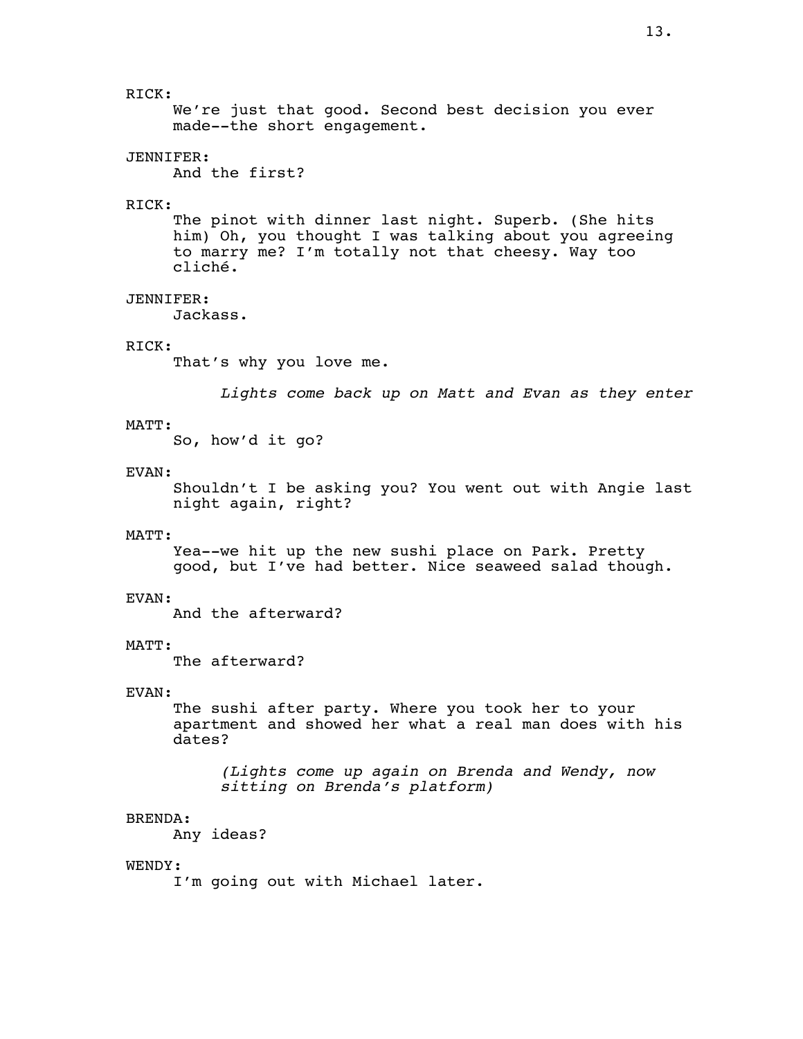RICK:

We're just that good. Second best decision you ever made--the short engagement.

JENNIFER:

And the first?

RICK:

The pinot with dinner last night. Superb. (She hits him) Oh, you thought I was talking about you agreeing to marry me? I'm totally not that cheesy. Way too cliché.

JENNIFER:

Jackass.

RICK:

That's why you love me.

*Lights come back up on Matt and Evan as they enter*

MATT:

So, how'd it go?

EVAN:

Shouldn't I be asking you? You went out with Angie last night again, right?

MATT:

Yea--we hit up the new sushi place on Park. Pretty good, but I've had better. Nice seaweed salad though.

EVAN:

And the afterward?

MATT:

The afterward?

EVAN:

The sushi after party. Where you took her to your apartment and showed her what a real man does with his dates?

*(Lights come up again on Brenda and Wendy, now sitting on Brenda's platform)*

BRENDA:

Any ideas?

WENDY:

I'm going out with Michael later.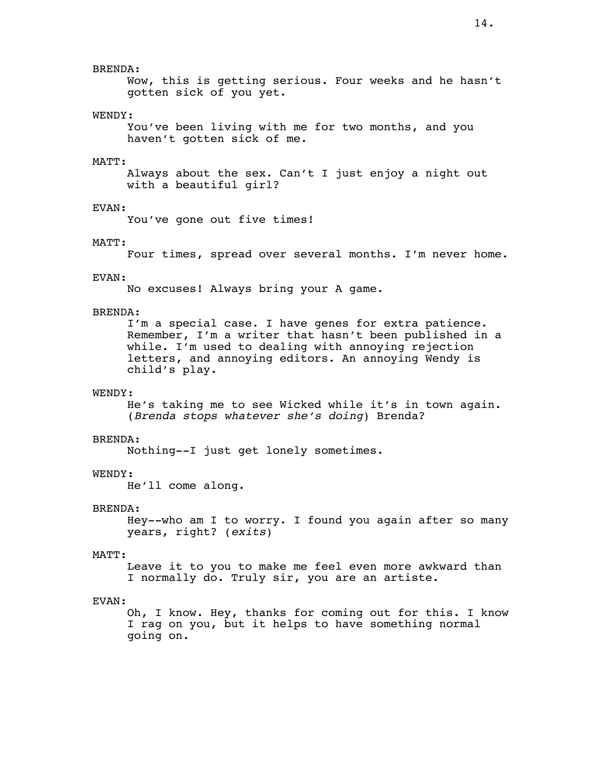BRENDA:

Wow, this is getting serious. Four weeks and he hasn't gotten sick of you yet.

WENDY:

You've been living with me for two months, and you haven't gotten sick of me.

MATT:

Always about the sex. Can't I just enjoy a night out with a beautiful girl?

EVAN:

You've gone out five times!

MATT:

Four times, spread over several months. I'm never home.

EVAN:

No excuses! Always bring your A game.

BRENDA:

I'm a special case. I have genes for extra patience. Remember, I'm a writer that hasn't been published in a while. I'm used to dealing with annoying rejection letters, and annoying editors. An annoying Wendy is child's play.

WENDY:

He's taking me to see Wicked while it's in town again. (*Brenda stops whatever she's doing*) Brenda?

BRENDA:

Nothing--I just get lonely sometimes.

WENDY:

He'll come along.

BRENDA:

Hey--who am I to worry. I found you again after so many years, right? (*exits*)

MATT:

Leave it to you to make me feel even more awkward than I normally do. Truly sir, you are an artiste.

EVAN:

Oh, I know. Hey, thanks for coming out for this. I know I rag on you, but it helps to have something normal going on.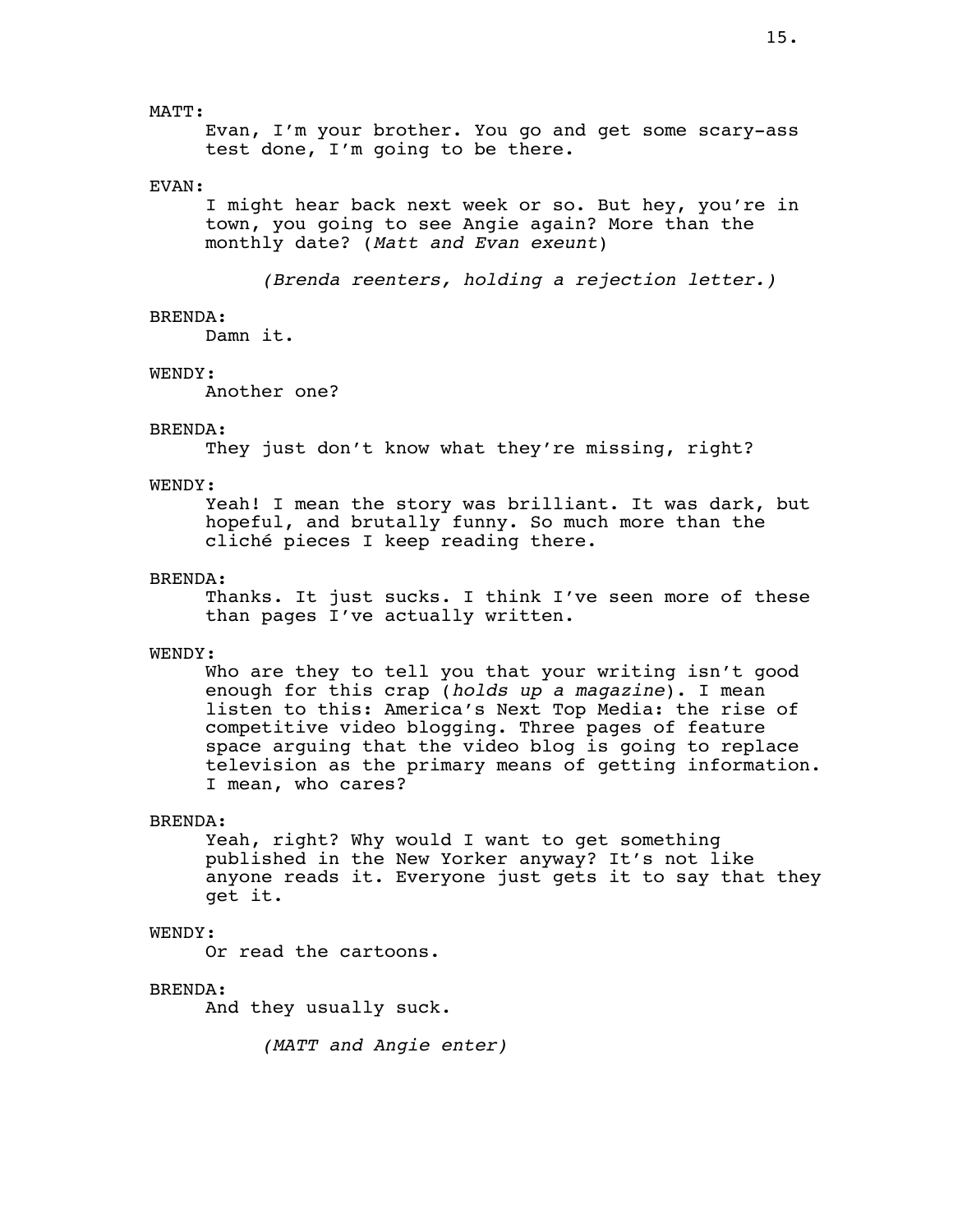MATT:

Evan, I'm your brother. You go and get some scary-ass test done, I'm going to be there.

EVAN:

I might hear back next week or so. But hey, you're in town, you going to see Angie again? More than the monthly date? (*Matt and Evan exeunt*)

*(Brenda reenters, holding a rejection letter.)*

BRENDA:

Damn it.

WENDY:

Another one?

BRENDA:

They just don't know what they're missing, right?

WENDY:

Yeah! I mean the story was brilliant. It was dark, but hopeful, and brutally funny. So much more than the cliché pieces I keep reading there.

BRENDA:

Thanks. It just sucks. I think I've seen more of these than pages I've actually written.

WENDY:

Who are they to tell you that your writing isn't good enough for this crap (*holds up a magazine*). I mean listen to this: America's Next Top Media: the rise of competitive video blogging. Three pages of feature space arguing that the video blog is going to replace television as the primary means of getting information. I mean, who cares?

BRENDA:

Yeah, right? Why would I want to get something published in the New Yorker anyway? It's not like anyone reads it. Everyone just gets it to say that they get it.

WENDY:

Or read the cartoons.

BRENDA:

And they usually suck.

*(MATT and Angie enter)*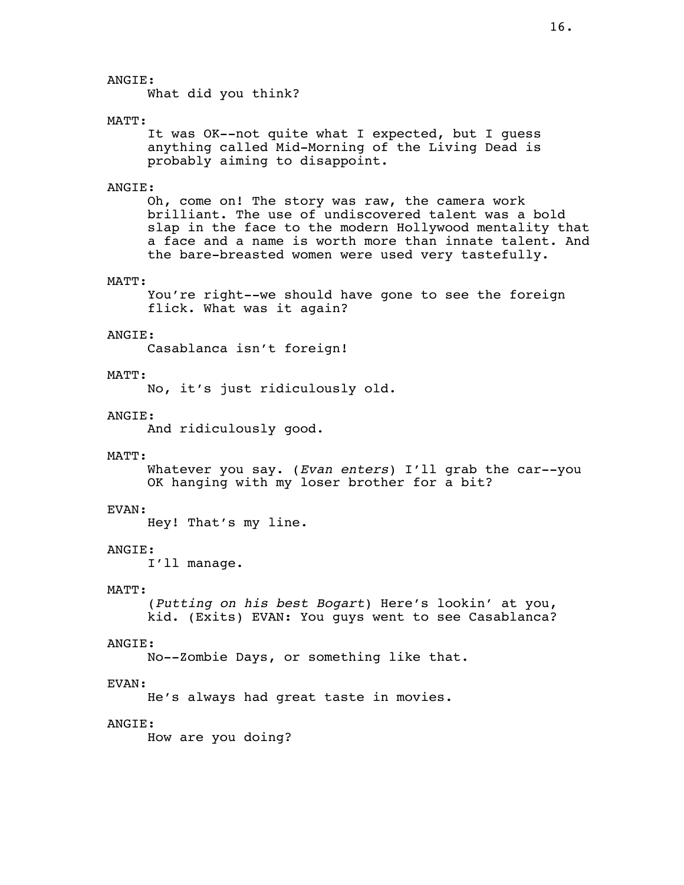ANGIE:
What did you think?

MATT:
It was OK--not quite what I expected, but I guess anything called Mid-Morning of the Living Dead is probably aiming to disappoint.

ANGIE:
Oh, come on! The story was raw, the camera work brilliant. The use of undiscovered talent was a bold slap in the face to the modern Hollywood mentality that a face and a name is worth more than innate talent. And the bare-breasted women were used very tastefully.

MATT:
You're right--we should have gone to see the foreign flick. What was it again?

ANGIE:
Casablanca isn't foreign!

MATT:
No, it's just ridiculously old.

ANGIE:
And ridiculously good.

MATT:
Whatever you say. (*Evan enters*) I'll grab the car--you OK hanging with my loser brother for a bit?

EVAN:
Hey! That's my line.

ANGIE:
I'll manage.

MATT:
(*Putting on his best Bogart*) Here's lookin' at you, kid. (Exits) EVAN: You guys went to see Casablanca?

ANGIE:
No--Zombie Days, or something like that.

EVAN:
He's always had great taste in movies.

ANGIE:
How are you doing?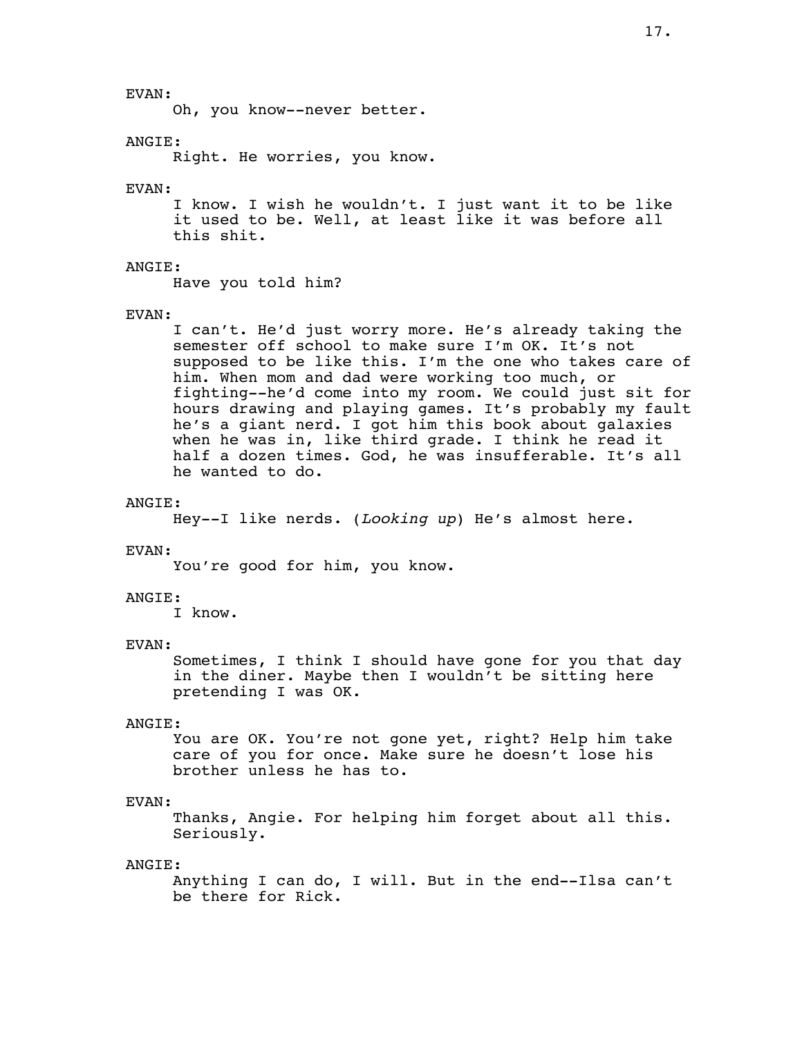EVAN:

Oh, you know--never better.

ANGIE:

Right. He worries, you know.

EVAN:

I know. I wish he wouldn't. I just want it to be like it used to be. Well, at least like it was before all this shit.

ANGIE:

Have you told him?

EVAN:

I can't. He'd just worry more. He's already taking the semester off school to make sure I'm OK. It's not supposed to be like this. I'm the one who takes care of him. When mom and dad were working too much, or fighting--he'd come into my room. We could just sit for hours drawing and playing games. It's probably my fault he's a giant nerd. I got him this book about galaxies when he was in, like third grade. I think he read it half a dozen times. God, he was insufferable. It's all he wanted to do.

ANGIE:

Hey--I like nerds. (*Looking up*) He's almost here.

EVAN:

You're good for him, you know.

ANGIE:

I know.

EVAN:

Sometimes, I think I should have gone for you that day in the diner. Maybe then I wouldn't be sitting here pretending I was OK.

ANGIE:

You are OK. You're not gone yet, right? Help him take care of you for once. Make sure he doesn't lose his brother unless he has to.

EVAN:

Thanks, Angie. For helping him forget about all this. Seriously.

ANGIE:

Anything I can do, I will. But in the end--Ilsa can't be there for Rick.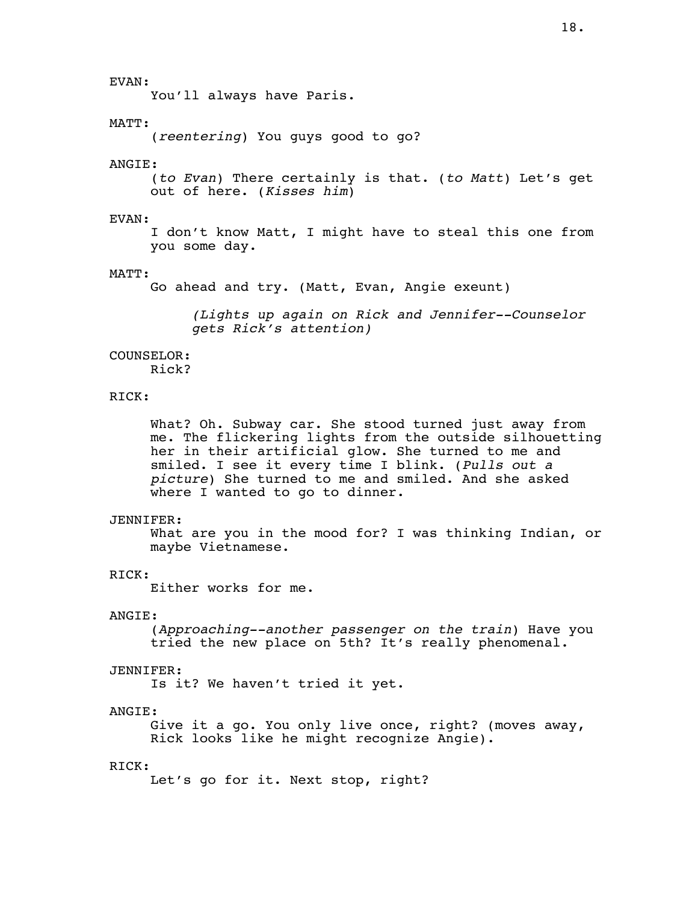EVAN:

You'll always have Paris.

MATT:

(*reentering*) You guys good to go?

ANGIE:

(*to Evan*) There certainly is that. (*to Matt*) Let's get out of here. (*Kisses him*)

EVAN:

I don't know Matt, I might have to steal this one from you some day.

MATT:

Go ahead and try. (Matt, Evan, Angie exeunt)

*(Lights up again on Rick and Jennifer--Counselor gets Rick's attention)*

COUNSELOR:

Rick?

RICK:

What? Oh. Subway car. She stood turned just away from me. The flickering lights from the outside silhouetting her in their artificial glow. She turned to me and smiled. I see it every time I blink. (*Pulls out a picture*) She turned to me and smiled. And she asked where I wanted to go to dinner.

JENNIFER:

What are you in the mood for? I was thinking Indian, or maybe Vietnamese.

RICK:

Either works for me.

ANGIE:

(*Approaching--another passenger on the train*) Have you tried the new place on 5th? It's really phenomenal.

JENNIFER:

Is it? We haven't tried it yet.

ANGIE:

Give it a go. You only live once, right? (moves away, Rick looks like he might recognize Angie).

RICK:

Let's go for it. Next stop, right?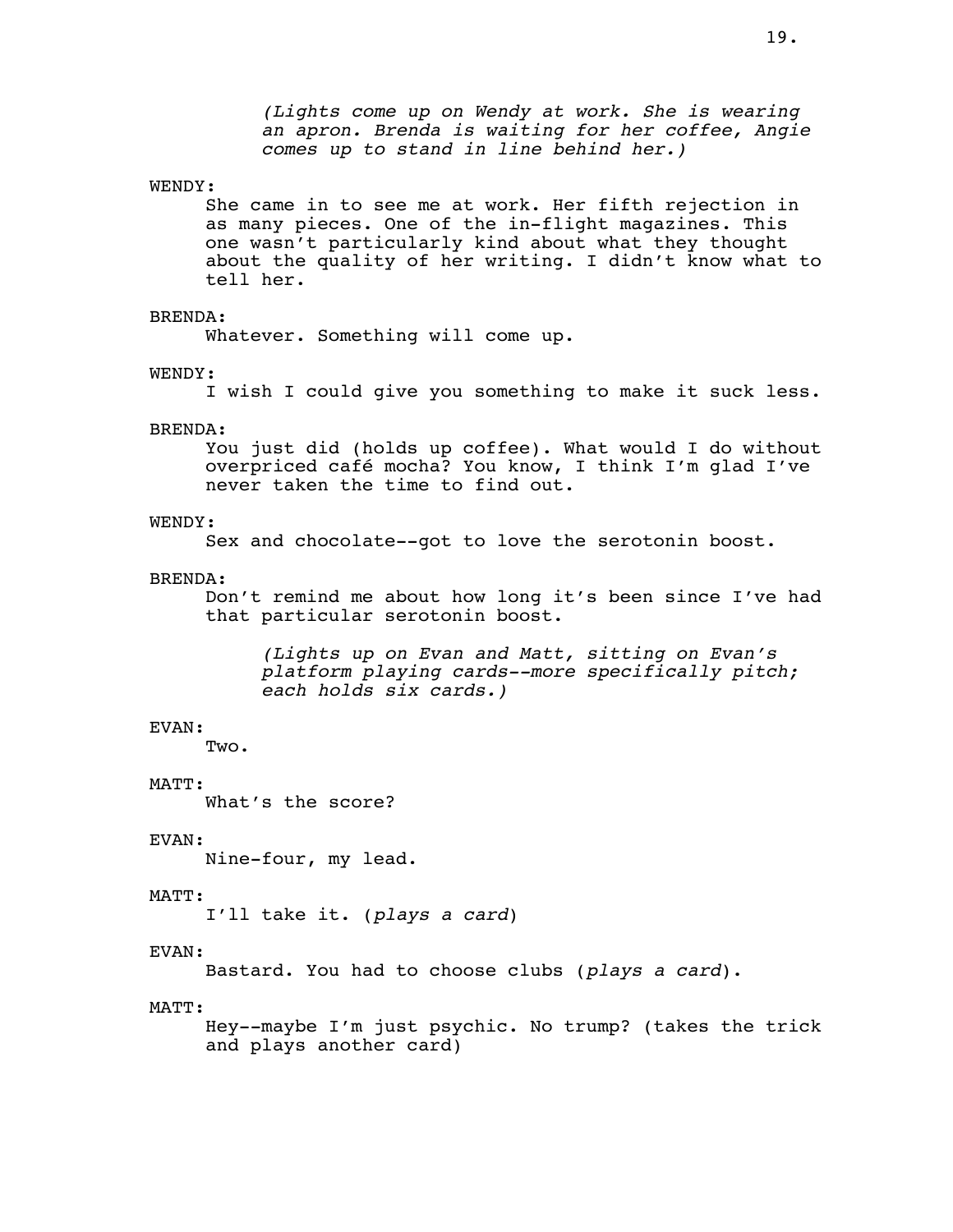*(Lights come up on Wendy at work. She is wearing an apron. Brenda is waiting for her coffee, Angie comes up to stand in line behind her.)*

WENDY:
She came in to see me at work. Her fifth rejection in as many pieces. One of the in-flight magazines. This one wasn't particularly kind about what they thought about the quality of her writing. I didn't know what to tell her.

BRENDA:
Whatever. Something will come up.

WENDY:
I wish I could give you something to make it suck less.

BRENDA:
You just did (holds up coffee). What would I do without overpriced café mocha? You know, I think I'm glad I've never taken the time to find out.

WENDY:
Sex and chocolate--got to love the serotonin boost.

BRENDA:
Don't remind me about how long it's been since I've had that particular serotonin boost.

*(Lights up on Evan and Matt, sitting on Evan's platform playing cards--more specifically pitch; each holds six cards.)*

EVAN:
Two.

MATT:
What's the score?

EVAN:
Nine-four, my lead.

MATT:
I'll take it. (*plays a card*)

EVAN:
Bastard. You had to choose clubs (*plays a card*).

MATT:
Hey--maybe I'm just psychic. No trump? (takes the trick and plays another card)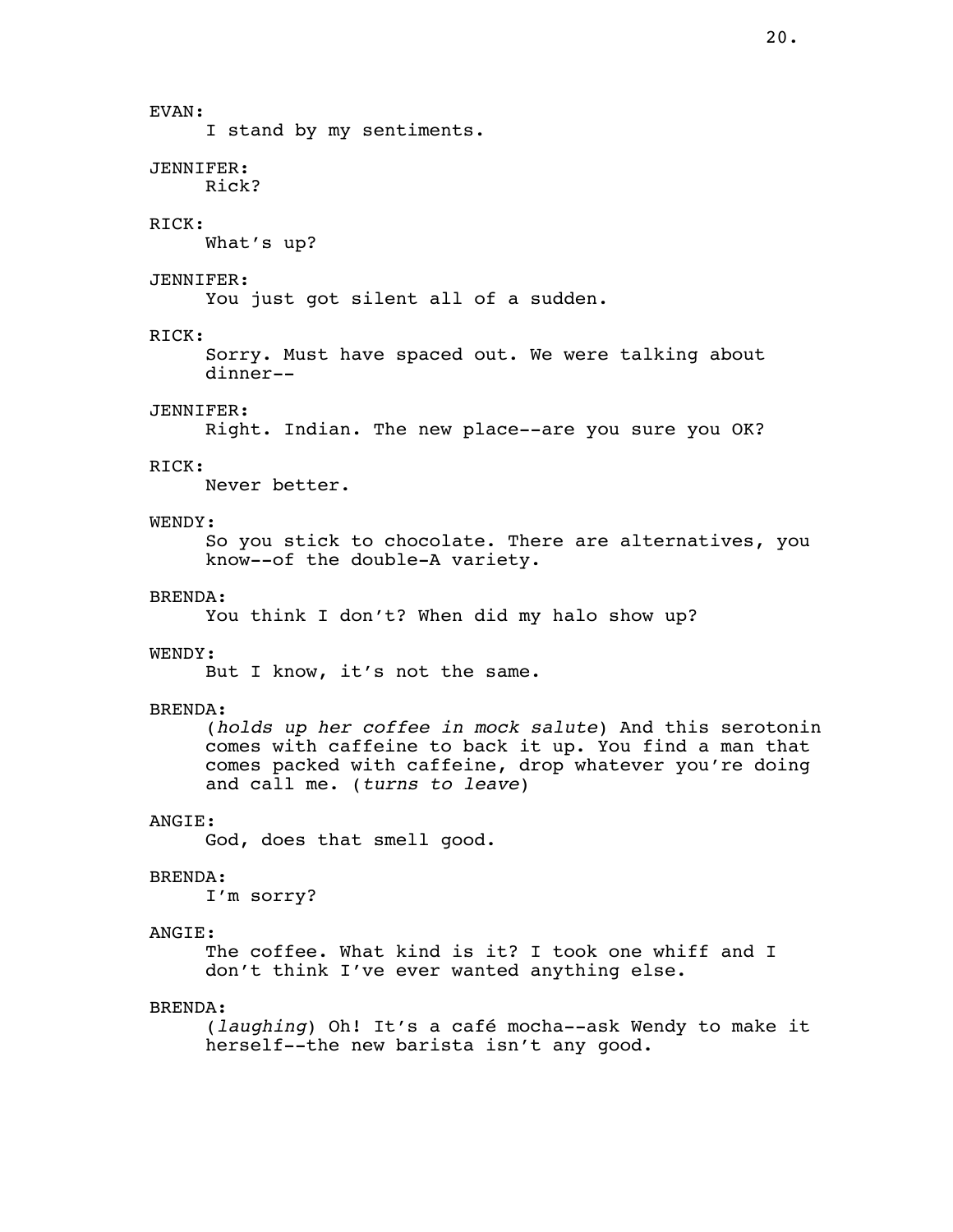EVAN:
I stand by my sentiments.

JENNIFER:
Rick?

RICK:
What's up?

JENNIFER:
You just got silent all of a sudden.

RICK:
Sorry. Must have spaced out. We were talking about dinner--

JENNIFER:
Right. Indian. The new place--are you sure you OK?

RICK:
Never better.

WENDY:
So you stick to chocolate. There are alternatives, you know--of the double-A variety.

BRENDA:
You think I don't? When did my halo show up?

WENDY:
But I know, it's not the same.

BRENDA:
(*holds up her coffee in mock salute*) And this serotonin comes with caffeine to back it up. You find a man that comes packed with caffeine, drop whatever you're doing and call me. (*turns to leave*)

ANGIE:
God, does that smell good.

BRENDA:
I'm sorry?

ANGIE:
The coffee. What kind is it? I took one whiff and I don't think I've ever wanted anything else.

BRENDA:
(*laughing*) Oh! It's a café mocha--ask Wendy to make it herself--the new barista isn't any good.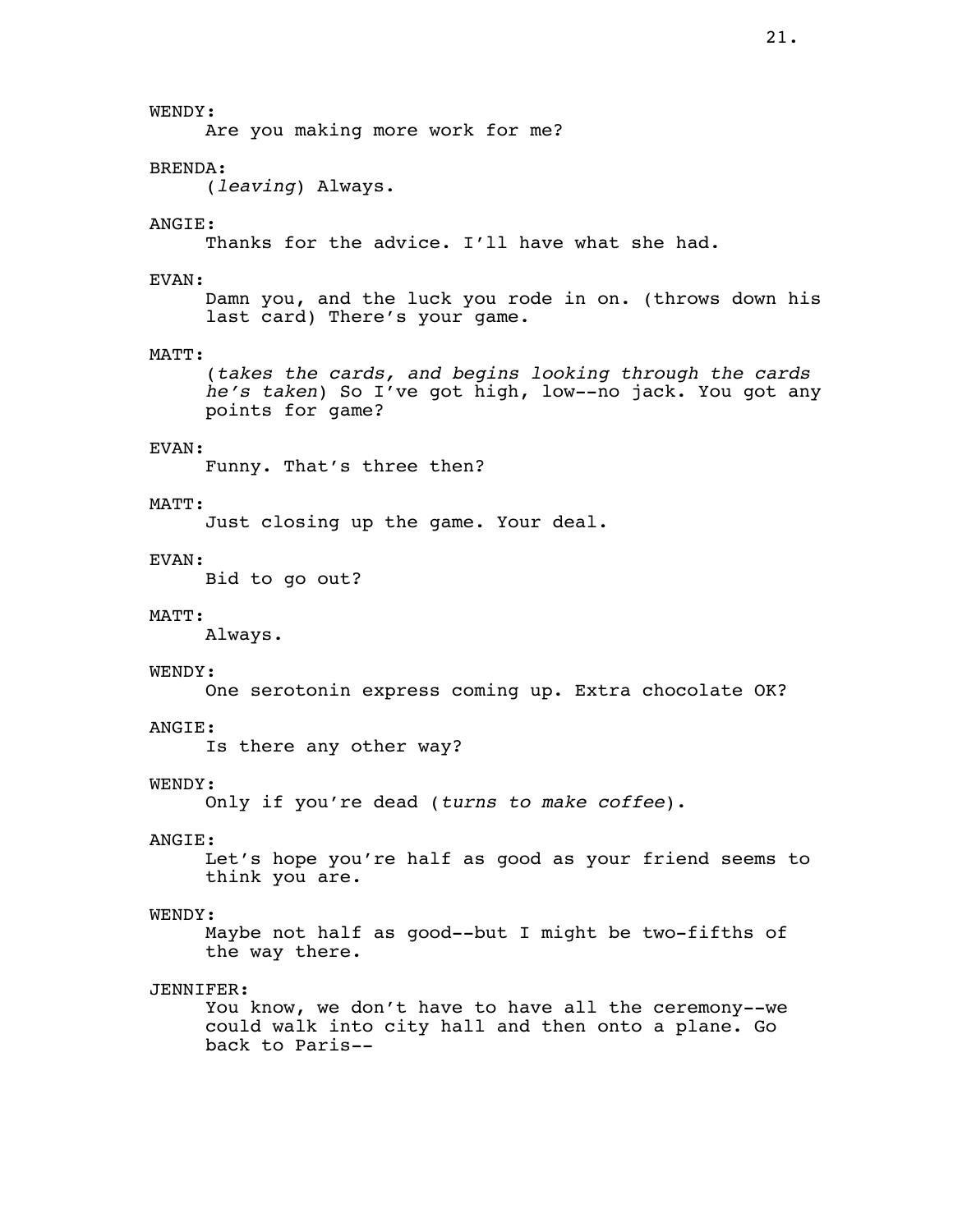WENDY:

Are you making more work for me?

BRENDA:

(*leaving*) Always.

ANGIE:

Thanks for the advice. I'll have what she had.

EVAN:

Damn you, and the luck you rode in on. (throws down his last card) There's your game.

MATT:

(*takes the cards, and begins looking through the cards he's taken*) So I've got high, low--no jack. You got any points for game?

EVAN:

Funny. That's three then?

MATT:

Just closing up the game. Your deal.

EVAN:

Bid to go out?

MATT:

Always.

WENDY:

One serotonin express coming up. Extra chocolate OK?

ANGIE:

Is there any other way?

WENDY:

Only if you're dead (*turns to make coffee*).

ANGIE:

Let's hope you're half as good as your friend seems to think you are.

WENDY:

Maybe not half as good--but I might be two-fifths of the way there.

JENNIFER:

You know, we don't have to have all the ceremony--we could walk into city hall and then onto a plane. Go back to Paris--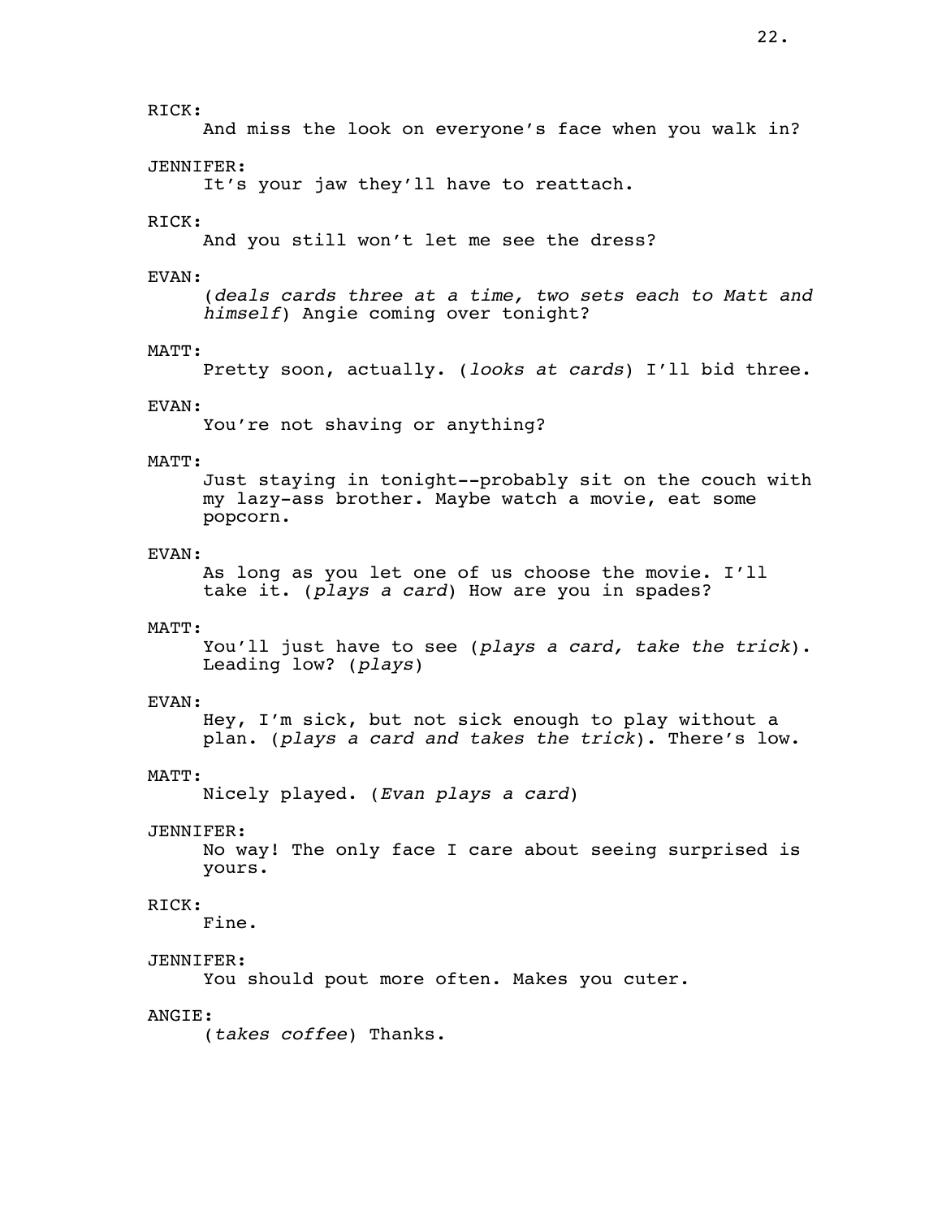RICK:

And miss the look on everyone's face when you walk in?

JENNIFER:

It's your jaw they'll have to reattach.

RICK:

And you still won't let me see the dress?

EVAN:

(*deals cards three at a time, two sets each to Matt and himself*) Angie coming over tonight?

MATT:

Pretty soon, actually. (*looks at cards*) I'll bid three.

EVAN:

You're not shaving or anything?

MATT:

Just staying in tonight--probably sit on the couch with my lazy-ass brother. Maybe watch a movie, eat some popcorn.

EVAN:

As long as you let one of us choose the movie. I'll take it. (*plays a card*) How are you in spades?

MATT:

You'll just have to see (*plays a card, take the trick*). Leading low? (*plays*)

EVAN:

Hey, I'm sick, but not sick enough to play without a plan. (*plays a card and takes the trick*). There's low.

MATT:

Nicely played. (*Evan plays a card*)

JENNIFER:

No way! The only face I care about seeing surprised is yours.

RICK:

Fine.

JENNIFER:

You should pout more often. Makes you cuter.

ANGIE:

(*takes coffee*) Thanks.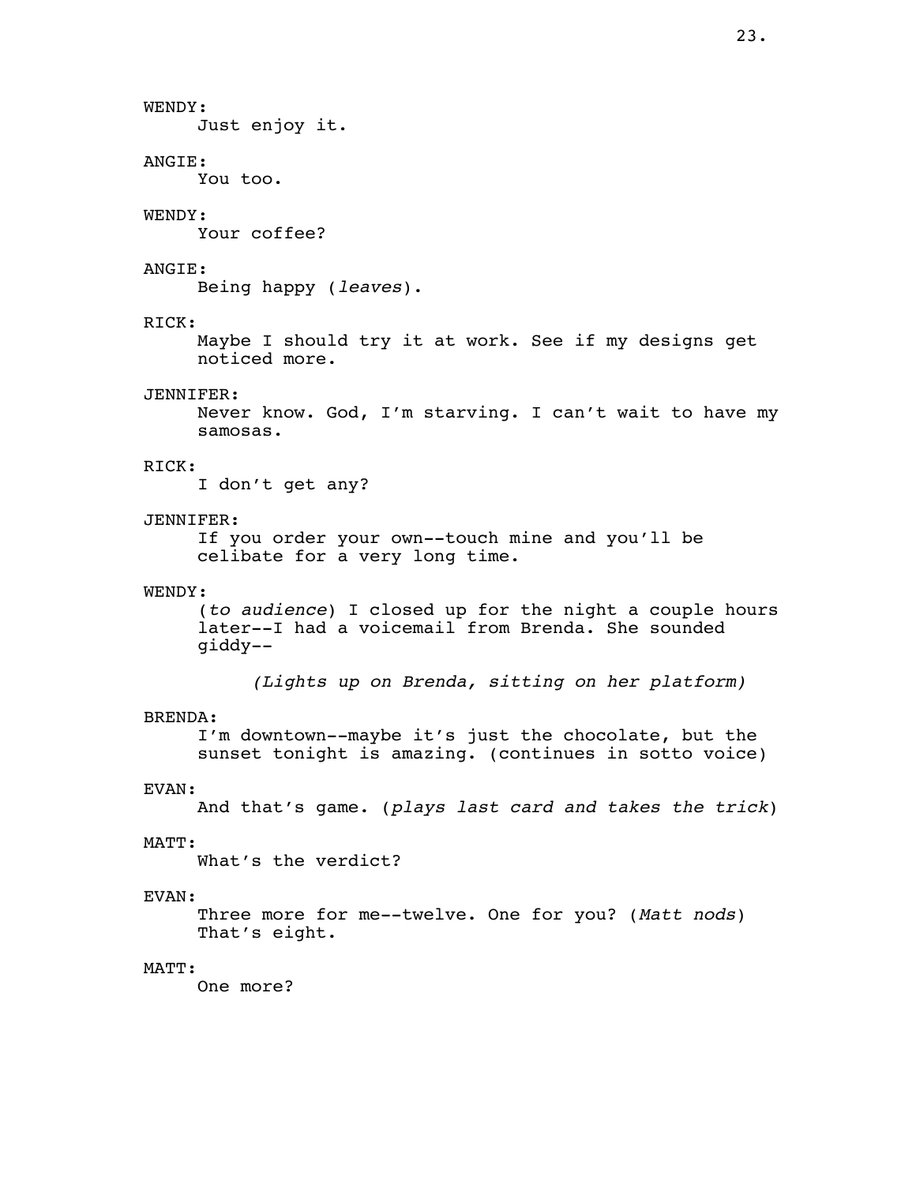WENDY:
Just enjoy it.

ANGIE:
You too.

WENDY:
Your coffee?

ANGIE:
Being happy (*leaves*).

RICK:
Maybe I should try it at work. See if my designs get noticed more.

JENNIFER:
Never know. God, I'm starving. I can't wait to have my samosas.

RICK:
I don't get any?

JENNIFER:
If you order your own--touch mine and you'll be celibate for a very long time.

WENDY:
(*to audience*) I closed up for the night a couple hours later--I had a voicemail from Brenda. She sounded giddy--

*(Lights up on Brenda, sitting on her platform)*

BRENDA:
I'm downtown--maybe it's just the chocolate, but the sunset tonight is amazing. (continues in sotto voice)

EVAN:
And that's game. (*plays last card and takes the trick*)

MATT:
What's the verdict?

EVAN:
Three more for me--twelve. One for you? (*Matt nods*) That's eight.

MATT:
One more?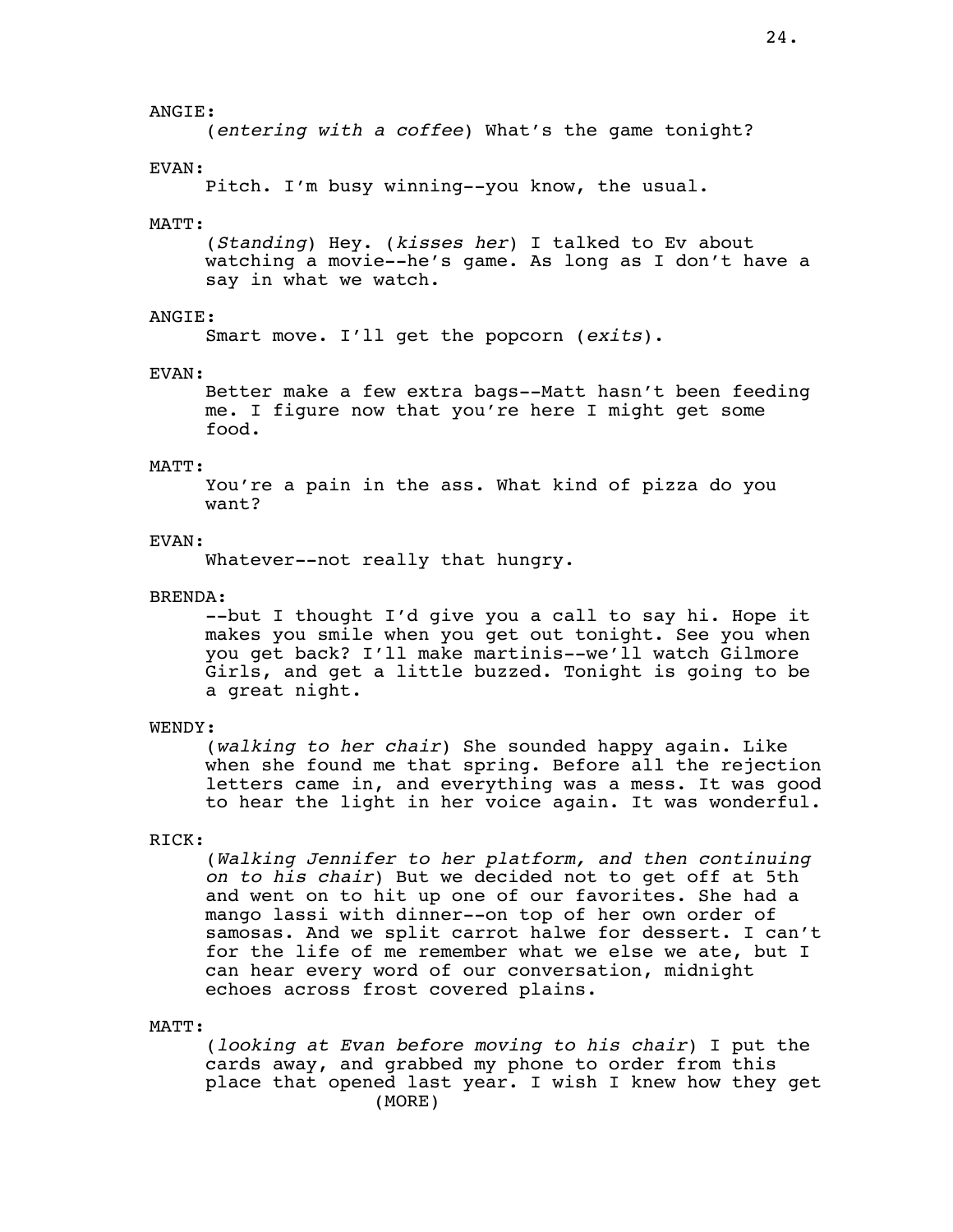ANGIE:

(*entering with a coffee*) What's the game tonight?

EVAN:

Pitch. I'm busy winning--you know, the usual.

MATT:

(*Standing*) Hey. (*kisses her*) I talked to Ev about watching a movie--he's game. As long as I don't have a say in what we watch.

ANGIE:

Smart move. I'll get the popcorn (*exits*).

EVAN:

Better make a few extra bags--Matt hasn't been feeding me. I figure now that you're here I might get some food.

MATT:

You're a pain in the ass. What kind of pizza do you want?

EVAN:

Whatever--not really that hungry.

BRENDA:

--but I thought I'd give you a call to say hi. Hope it makes you smile when you get out tonight. See you when you get back? I'll make martinis--we'll watch Gilmore Girls, and get a little buzzed. Tonight is going to be a great night.

WENDY:

(*walking to her chair*) She sounded happy again. Like when she found me that spring. Before all the rejection letters came in, and everything was a mess. It was good to hear the light in her voice again. It was wonderful.

RICK:

(*Walking Jennifer to her platform, and then continuing on to his chair*) But we decided not to get off at 5th and went on to hit up one of our favorites. She had a mango lassi with dinner--on top of her own order of samosas. And we split carrot halwe for dessert. I can't for the life of me remember what we else we ate, but I can hear every word of our conversation, midnight echoes across frost covered plains.

MATT:

(*looking at Evan before moving to his chair*) I put the cards away, and grabbed my phone to order from this place that opened last year. I wish I knew how they get

(MORE)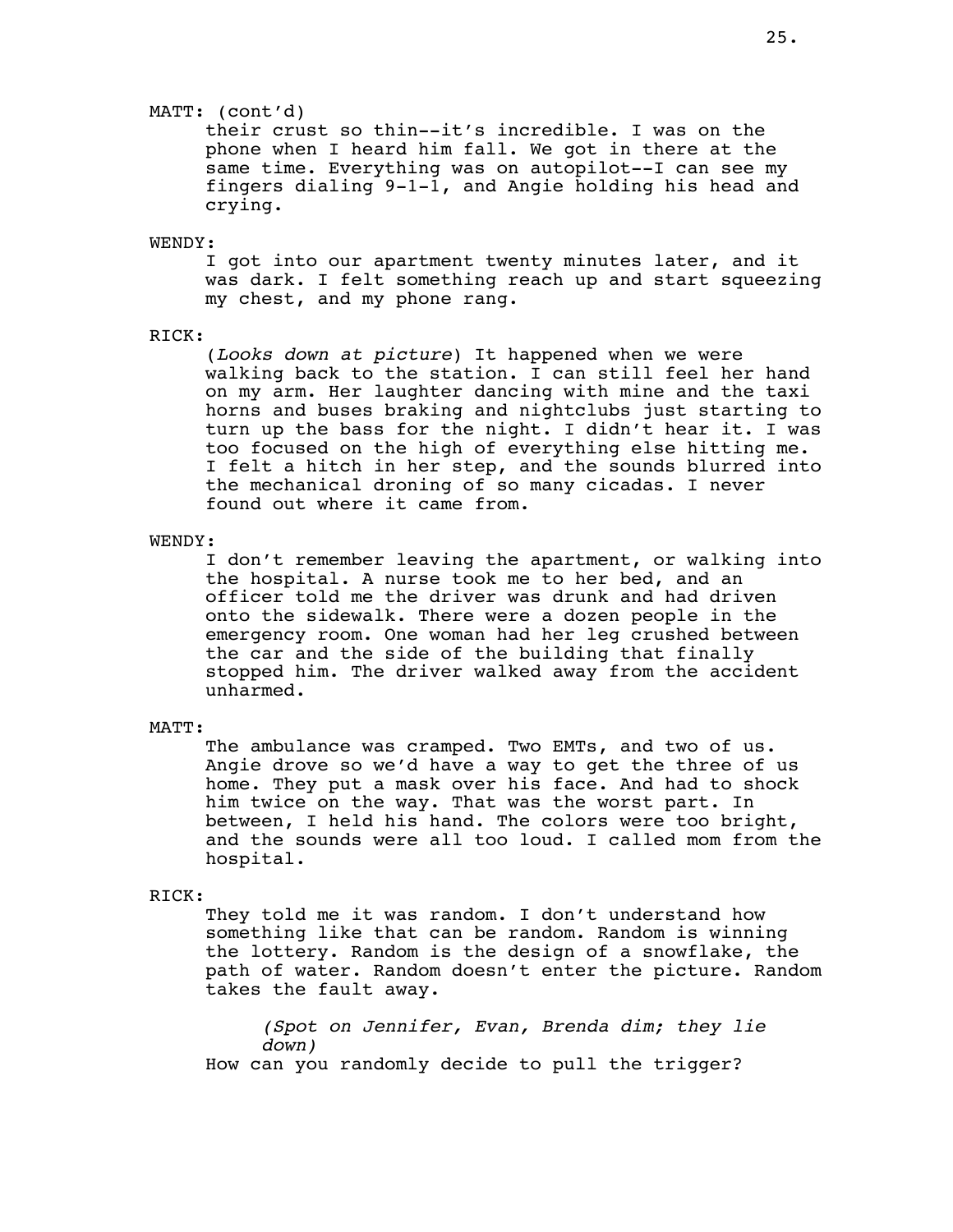MATT: (cont'd)

their crust so thin--it's incredible. I was on the phone when I heard him fall. We got in there at the same time. Everything was on autopilot--I can see my fingers dialing 9-1-1, and Angie holding his head and crying.

WENDY:

I got into our apartment twenty minutes later, and it was dark. I felt something reach up and start squeezing my chest, and my phone rang.

RICK:

(*Looks down at picture*) It happened when we were walking back to the station. I can still feel her hand on my arm. Her laughter dancing with mine and the taxi horns and buses braking and nightclubs just starting to turn up the bass for the night. I didn't hear it. I was too focused on the high of everything else hitting me. I felt a hitch in her step, and the sounds blurred into the mechanical droning of so many cicadas. I never found out where it came from.

WENDY:

I don't remember leaving the apartment, or walking into the hospital. A nurse took me to her bed, and an officer told me the driver was drunk and had driven onto the sidewalk. There were a dozen people in the emergency room. One woman had her leg crushed between the car and the side of the building that finally stopped him. The driver walked away from the accident unharmed.

MATT:

The ambulance was cramped. Two EMTs, and two of us. Angie drove so we'd have a way to get the three of us home. They put a mask over his face. And had to shock him twice on the way. That was the worst part. In between, I held his hand. The colors were too bright, and the sounds were all too loud. I called mom from the hospital.

RICK:

They told me it was random. I don't understand how something like that can be random. Random is winning the lottery. Random is the design of a snowflake, the path of water. Random doesn't enter the picture. Random takes the fault away.

*(Spot on Jennifer, Evan, Brenda dim; they lie down)*

How can you randomly decide to pull the trigger?